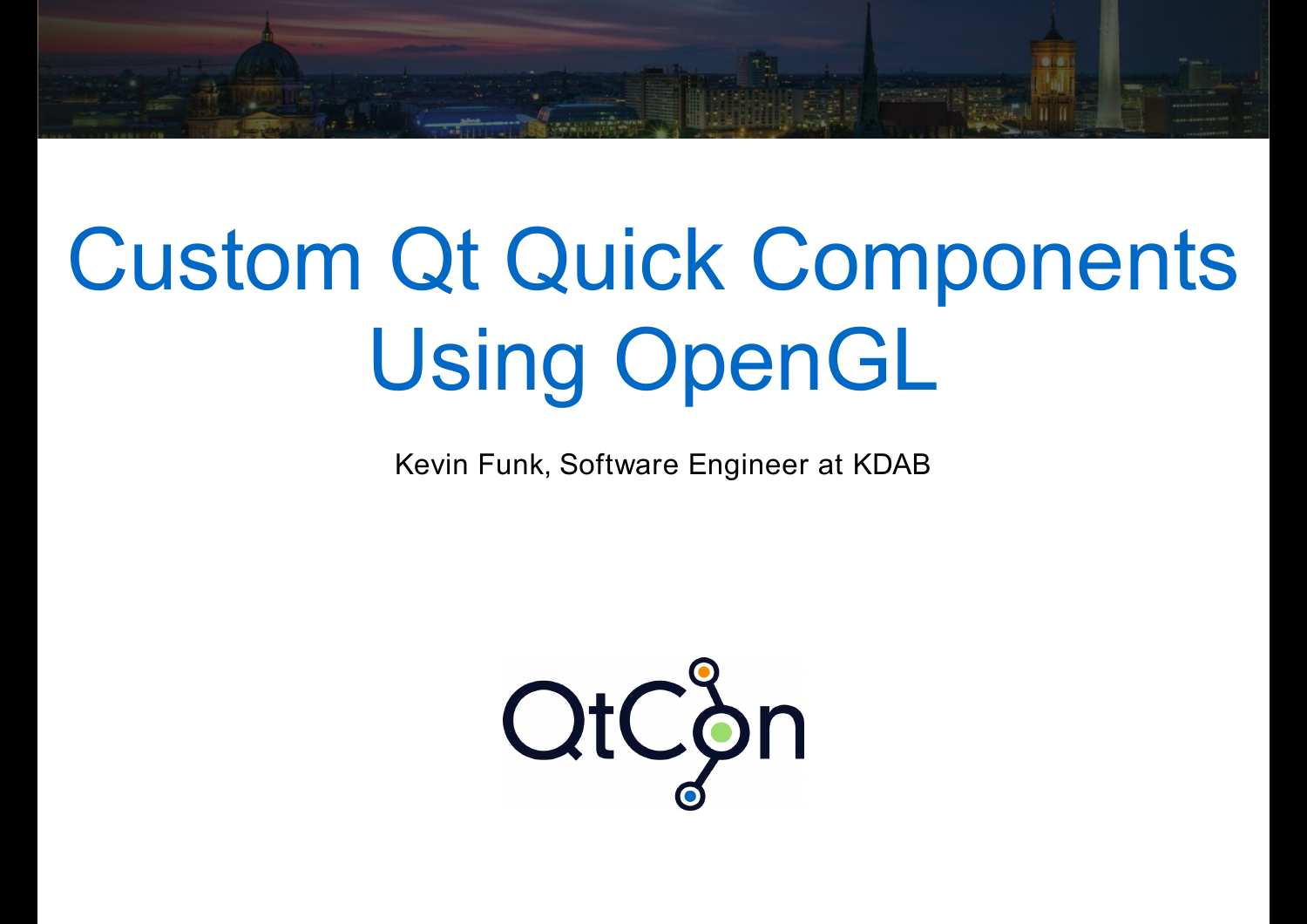# Custom Qt Quick Components Using OpenGL

Kevin Funk, Software Engineer at KDAB

QtCon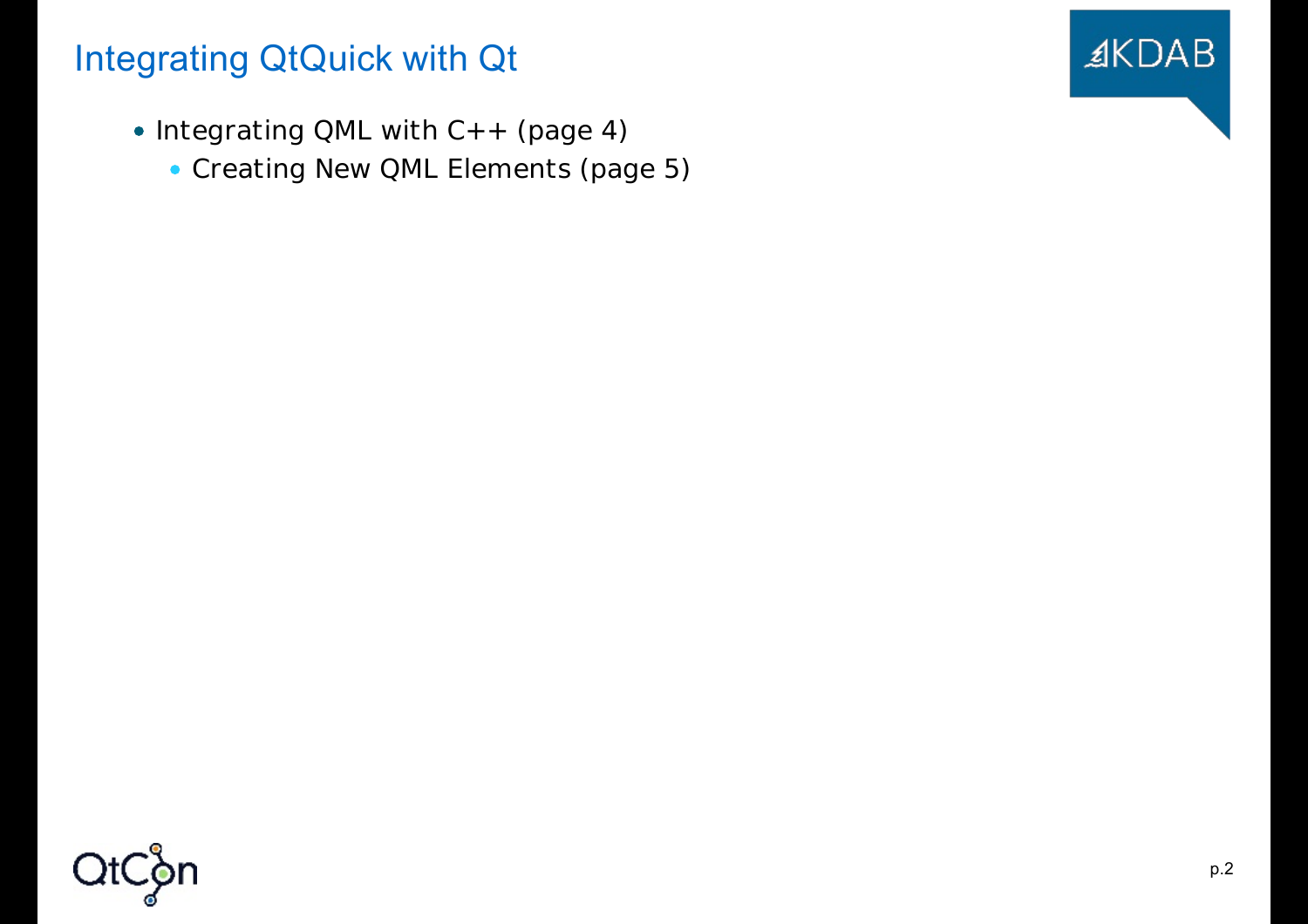# Integrating QtQuick with Qt

- Integrating QML with C++ (page 4)
  - Creating New QML Elements (page 5)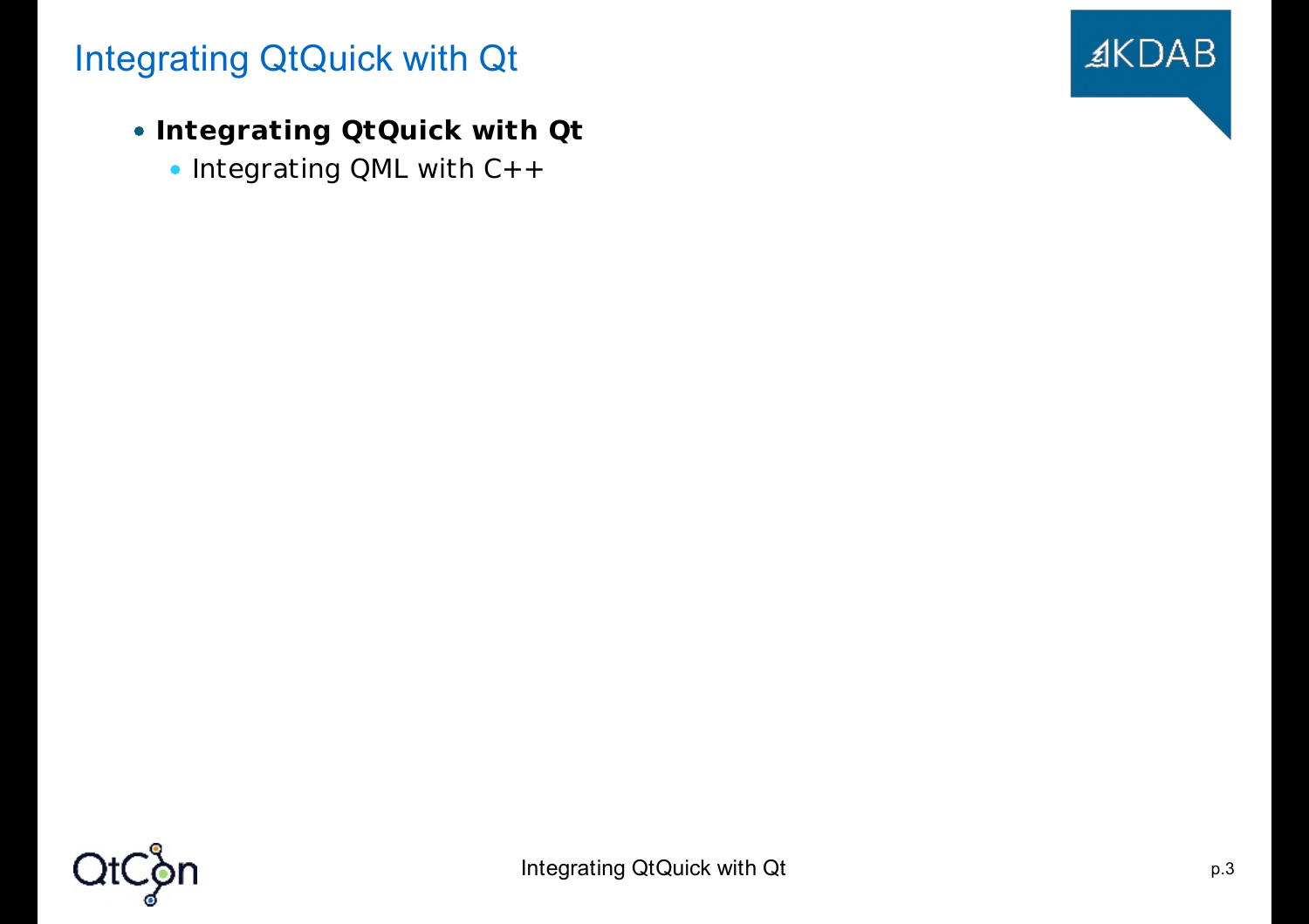# Integrating QtQuick with Qt

- **Integrating QtQuick with Qt**
  - Integrating QML with C++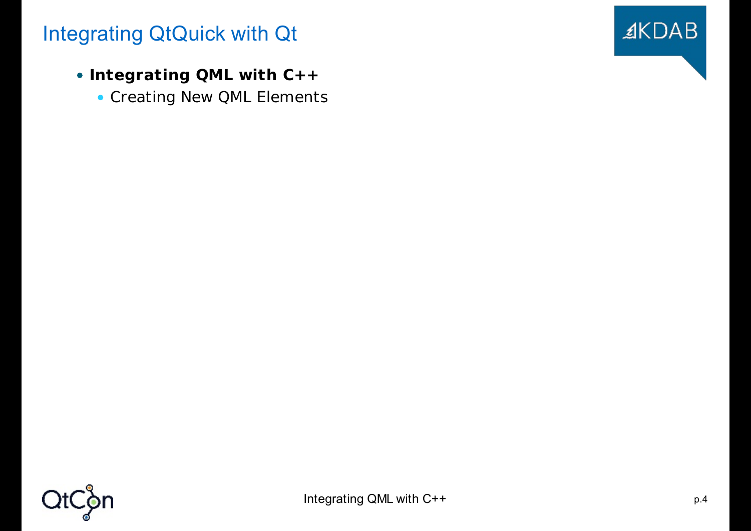# Integrating QtQuick with Qt

- **Integrating QML with C++**
  - Creating New QML Elements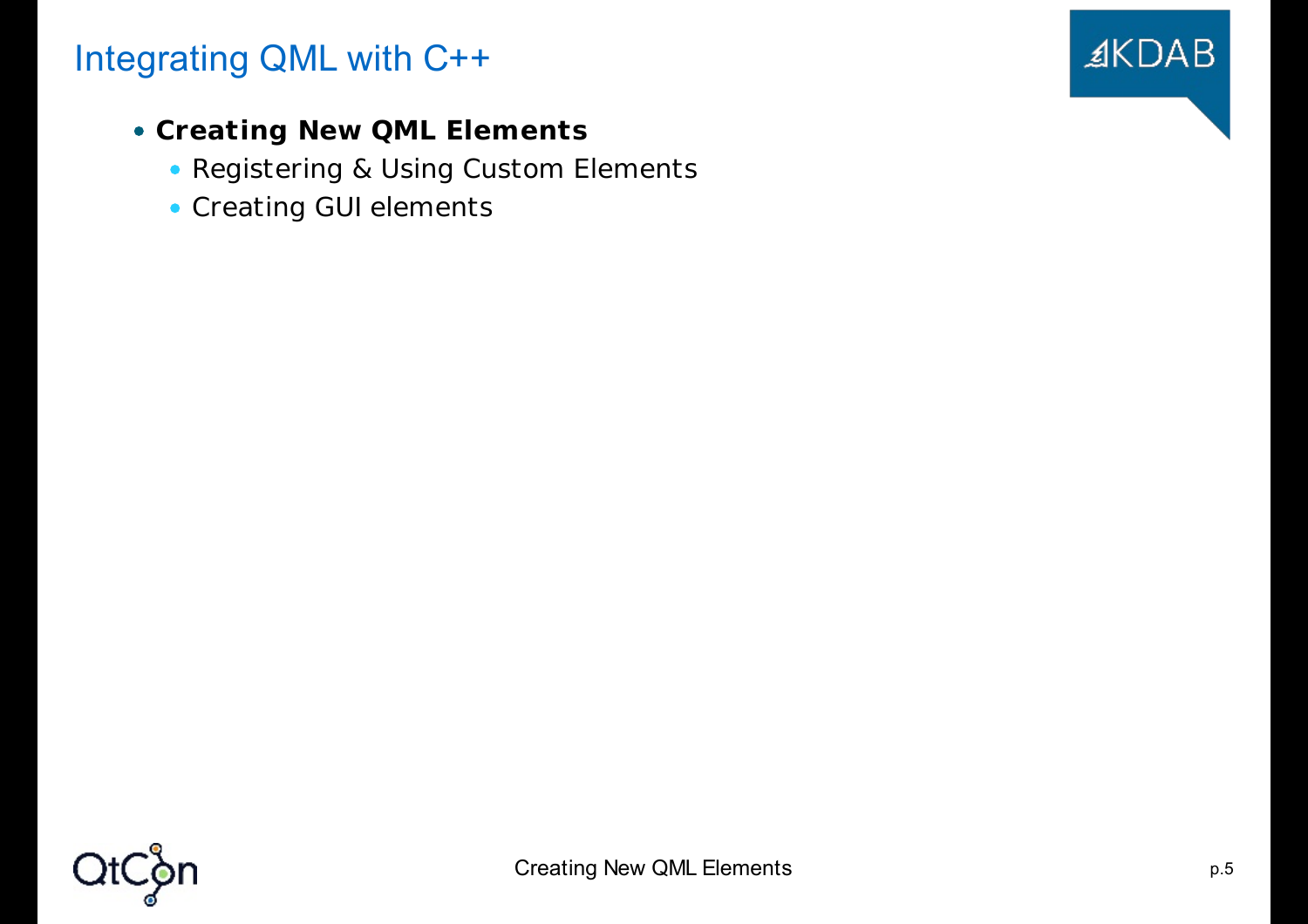# Integrating QML with C++

- **Creating New QML Elements**
  - Registering & Using Custom Elements
  - Creating GUI elements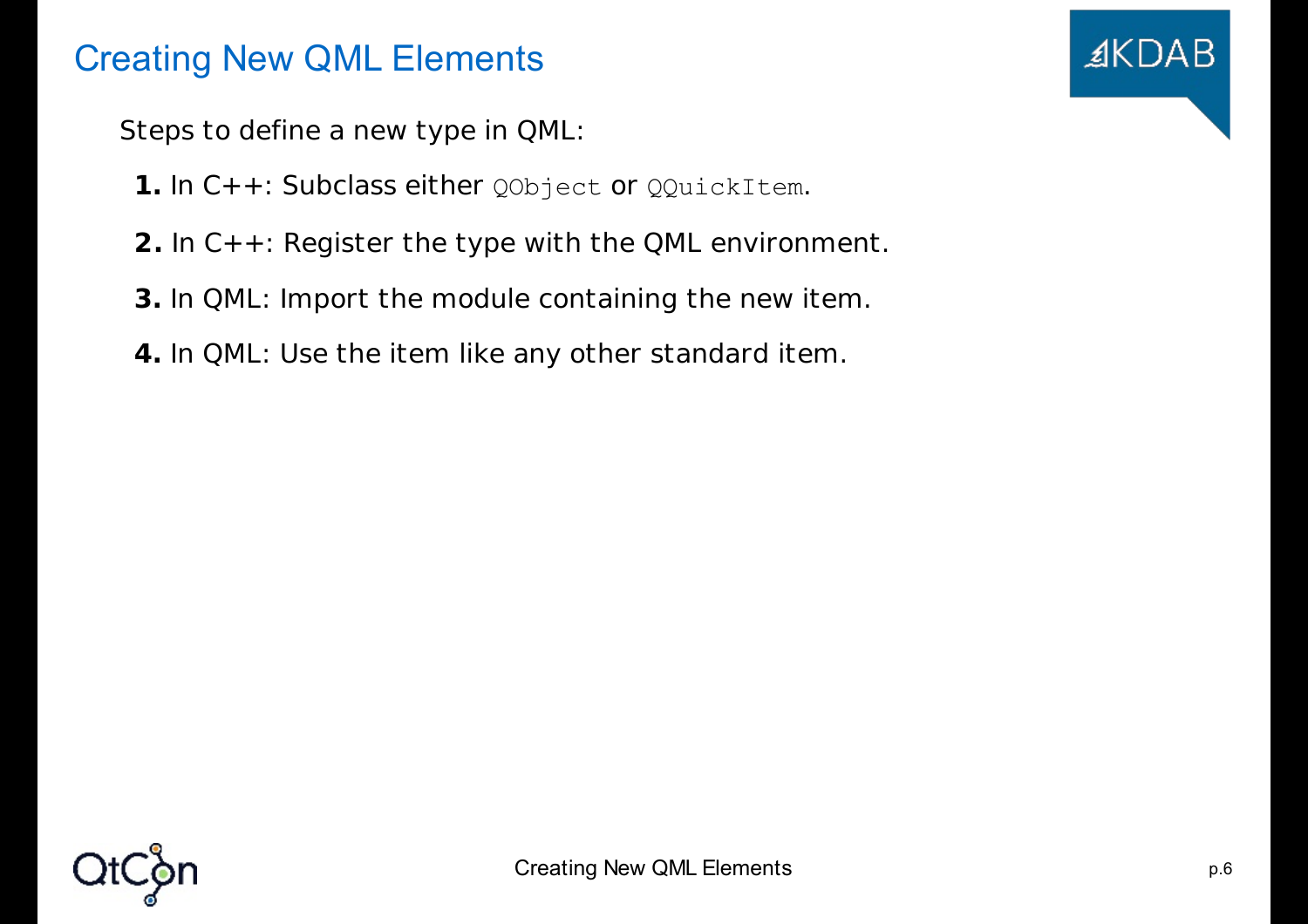# Creating New QML Elements

Steps to define a new type in QML:

1. In C++: Subclass either `QObject` or `QQuickItem`.
2. In C++: Register the type with the QML environment.
3. In QML: Import the module containing the new item.
4. In QML: Use the item like any other standard item.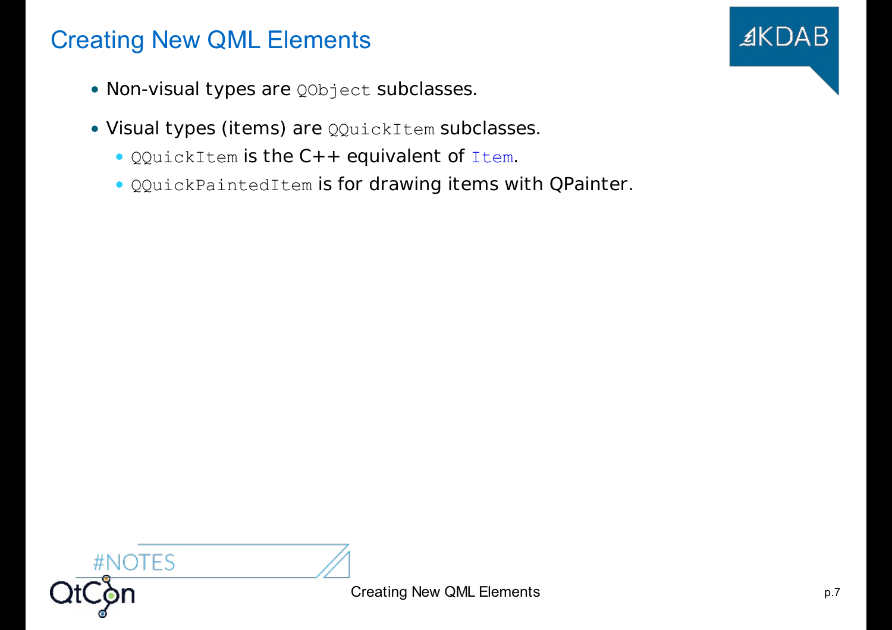# Creating New QML Elements

- Non-visual types are `QObject` subclasses.
- Visual types (items) are `QQuickItem` subclasses.
  - `QQuickItem` is the C++ equivalent of `Item`.
  - `QQuickPaintedItem` is for drawing items with QPainter.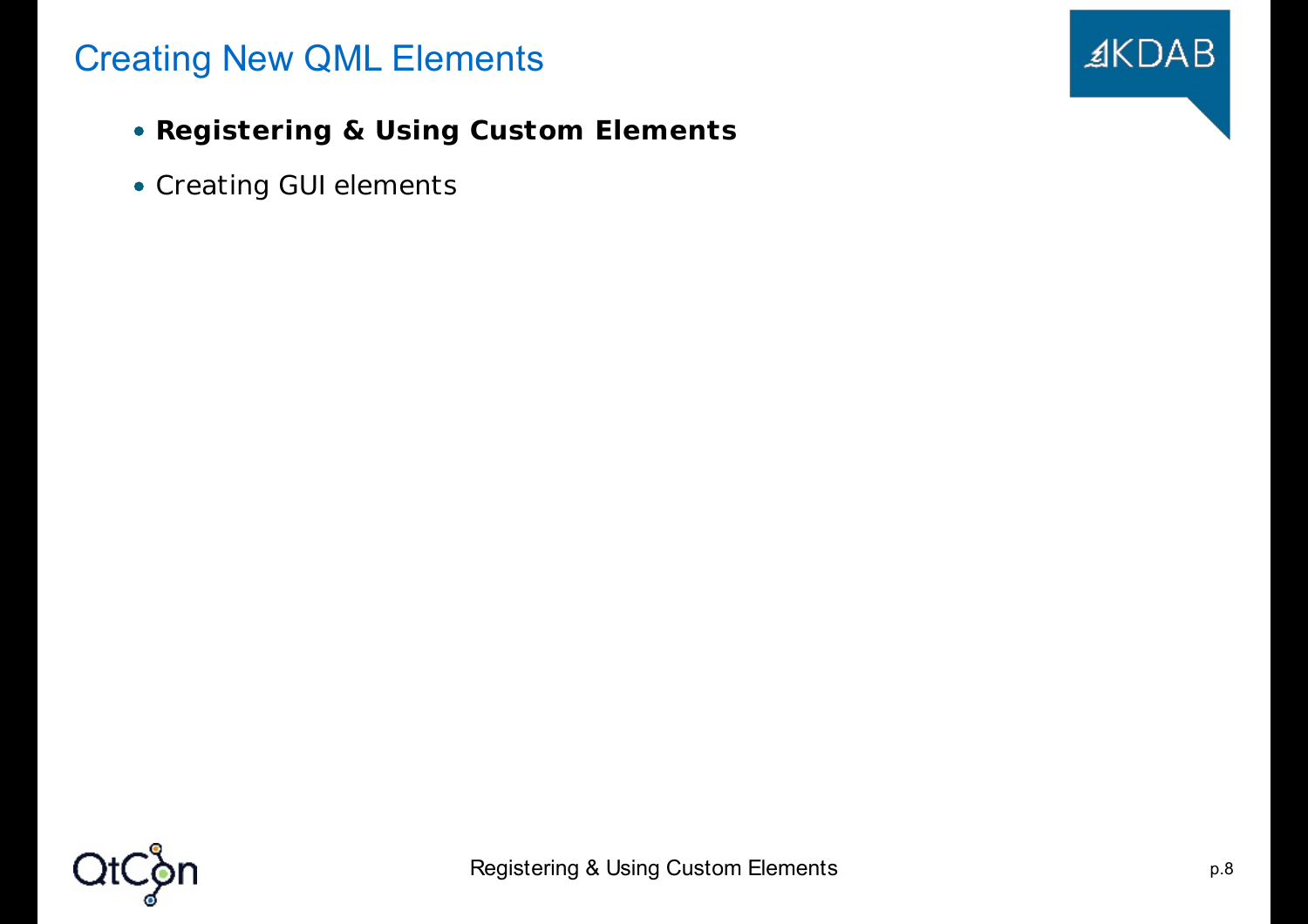# Creating New QML Elements

- **Registering & Using Custom Elements**
- Creating GUI elements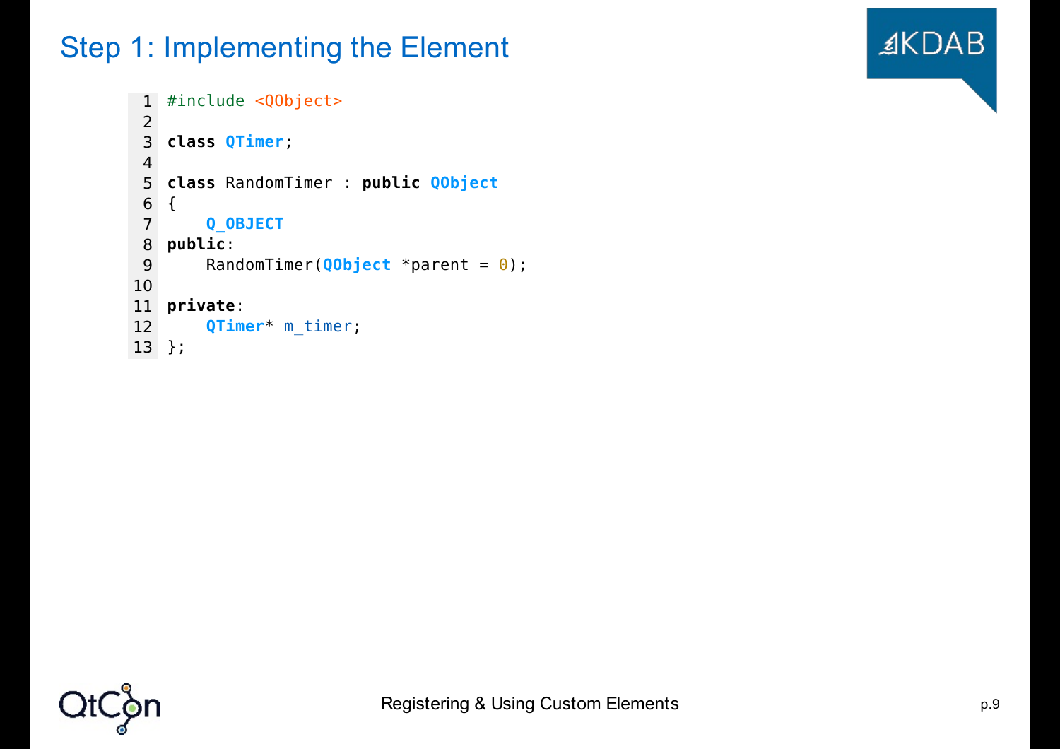# Step 1: Implementing the Element

```
#include <QObject>

class QTimer;

class RandomTimer : public QObject
{
    Q_OBJECT
public:
    RandomTimer(QObject *parent = 0);

private:
    QTimer* m_timer;
};
```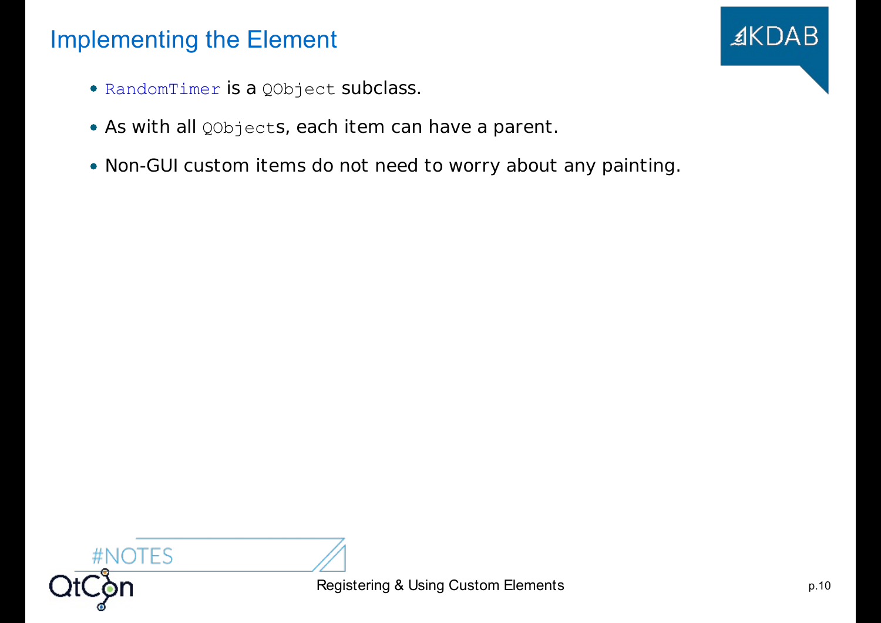# Implementing the Element

- `RandomTimer` is a `QObject` subclass.
- As with all `QObject`s, each item can have a parent.
- Non-GUI custom items do not need to worry about any painting.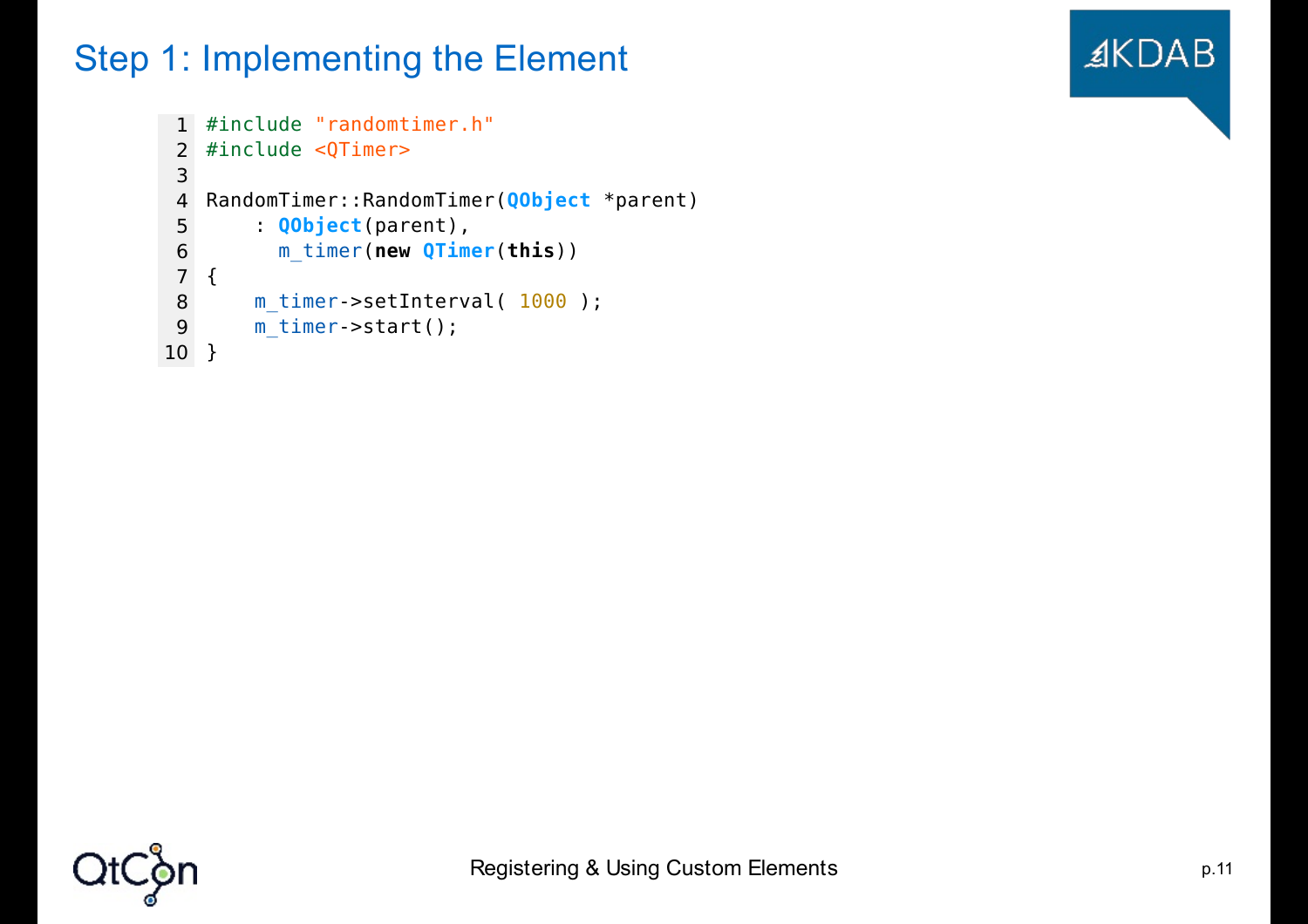# Step 1: Implementing the Element

```cpp
#include "randomtimer.h"
#include <QTimer>

RandomTimer::RandomTimer(QObject *parent)
    : QObject(parent),
      m_timer(new QTimer(this))
{
    m_timer->setInterval( 1000 );
    m_timer->start();
}
```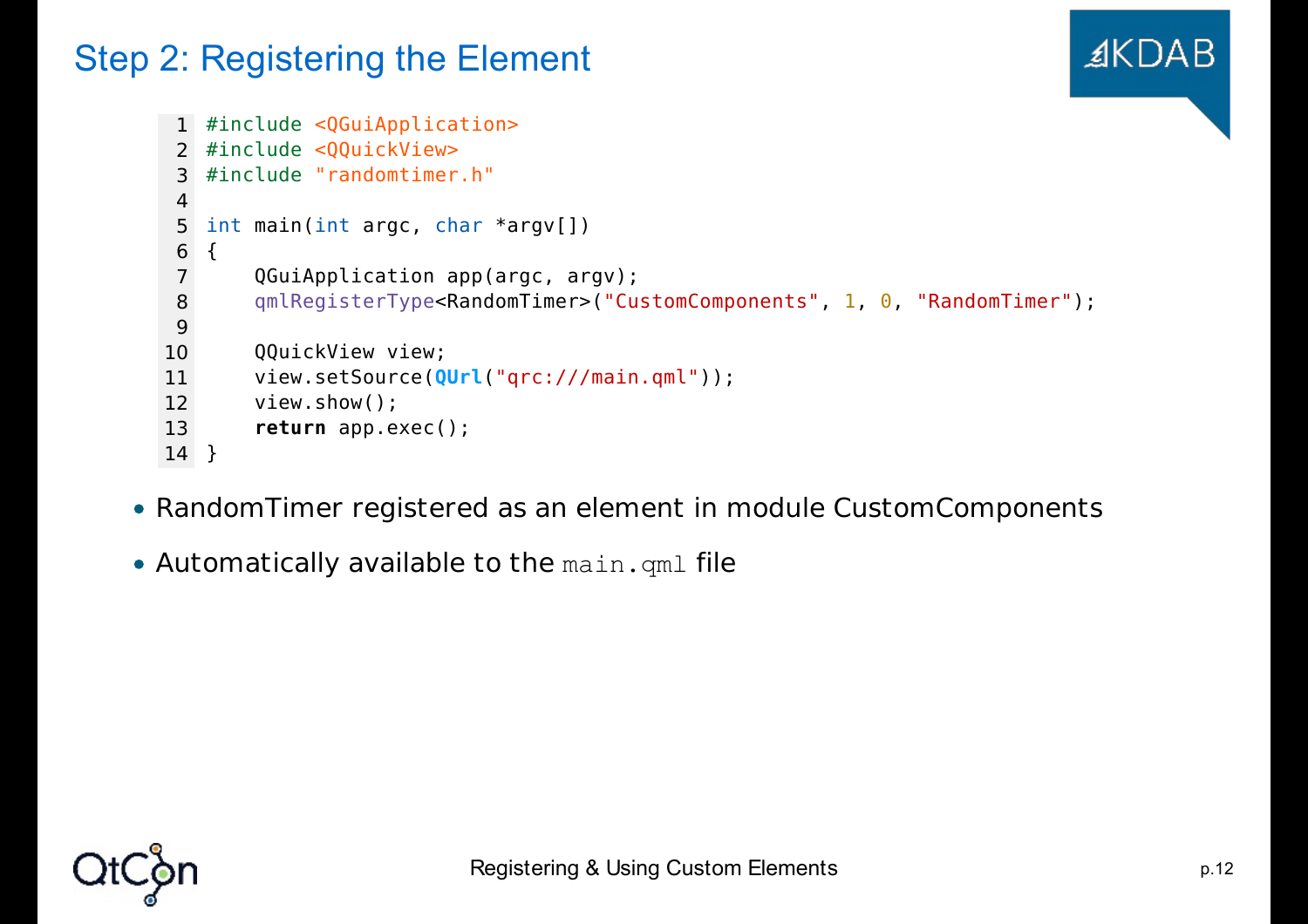# Step 2: Registering the Element

```
#include <QGuiApplication>
#include <QQuickView>
#include "randomtimer.h"

int main(int argc, char *argv[])
{
    QGuiApplication app(argc, argv);
    qmlRegisterType<RandomTimer>("CustomComponents", 1, 0, "RandomTimer");

    QQuickView view;
    view.setSource(QUrl("qrc:///main.qml"));
    view.show();
    return app.exec();
}
```

- RandomTimer registered as an element in module CustomComponents
- Automatically available to the `main.qml` file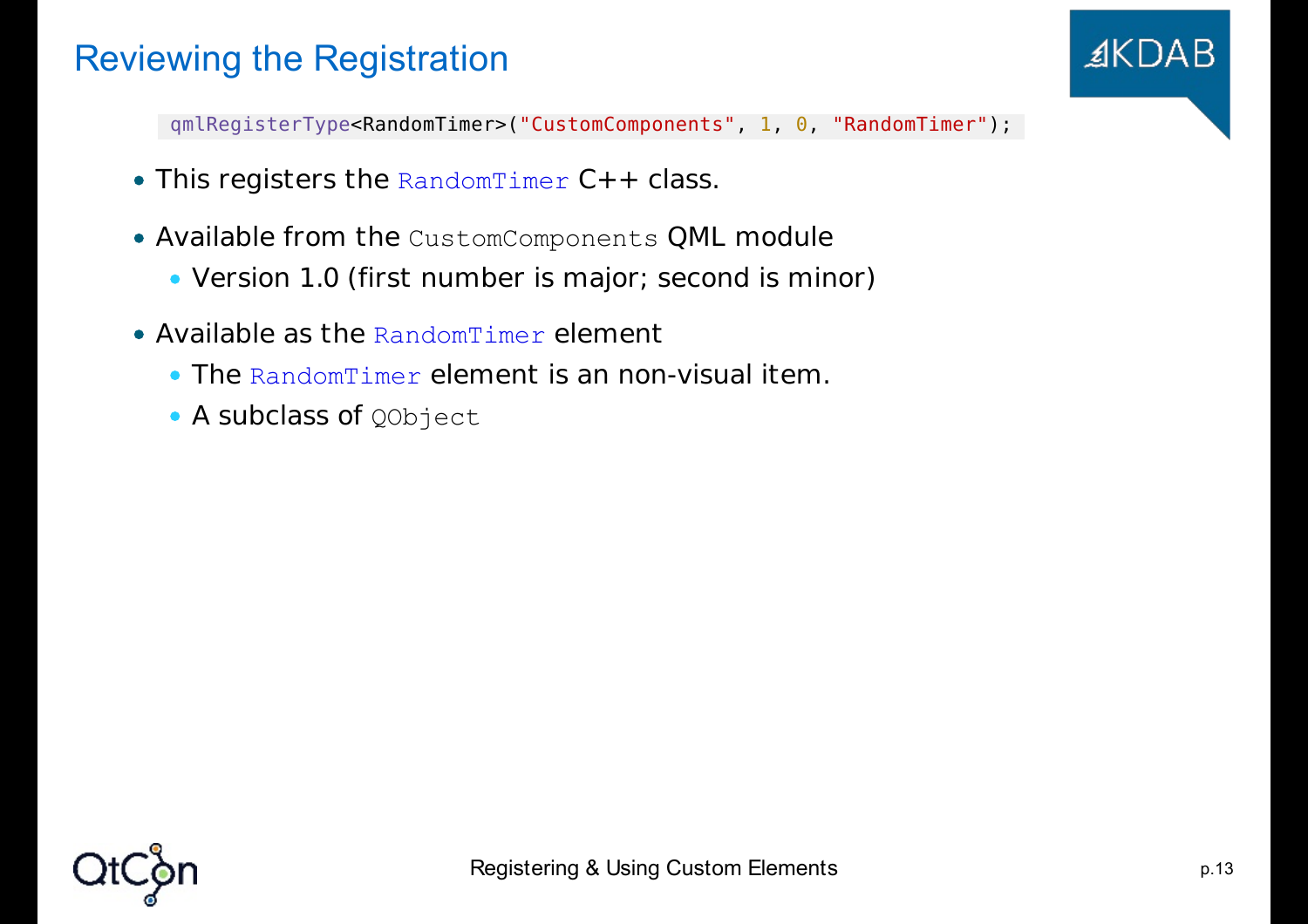# Reviewing the Registration

```
qmlRegisterType<RandomTimer>("CustomComponents", 1, 0, "RandomTimer");
```

- This registers the `RandomTimer` C++ class.
- Available from the `CustomComponents` QML module
  - Version 1.0 (first number is major; second is minor)
- Available as the `RandomTimer` element
  - The `RandomTimer` element is an non-visual item.
  - A subclass of `QObject`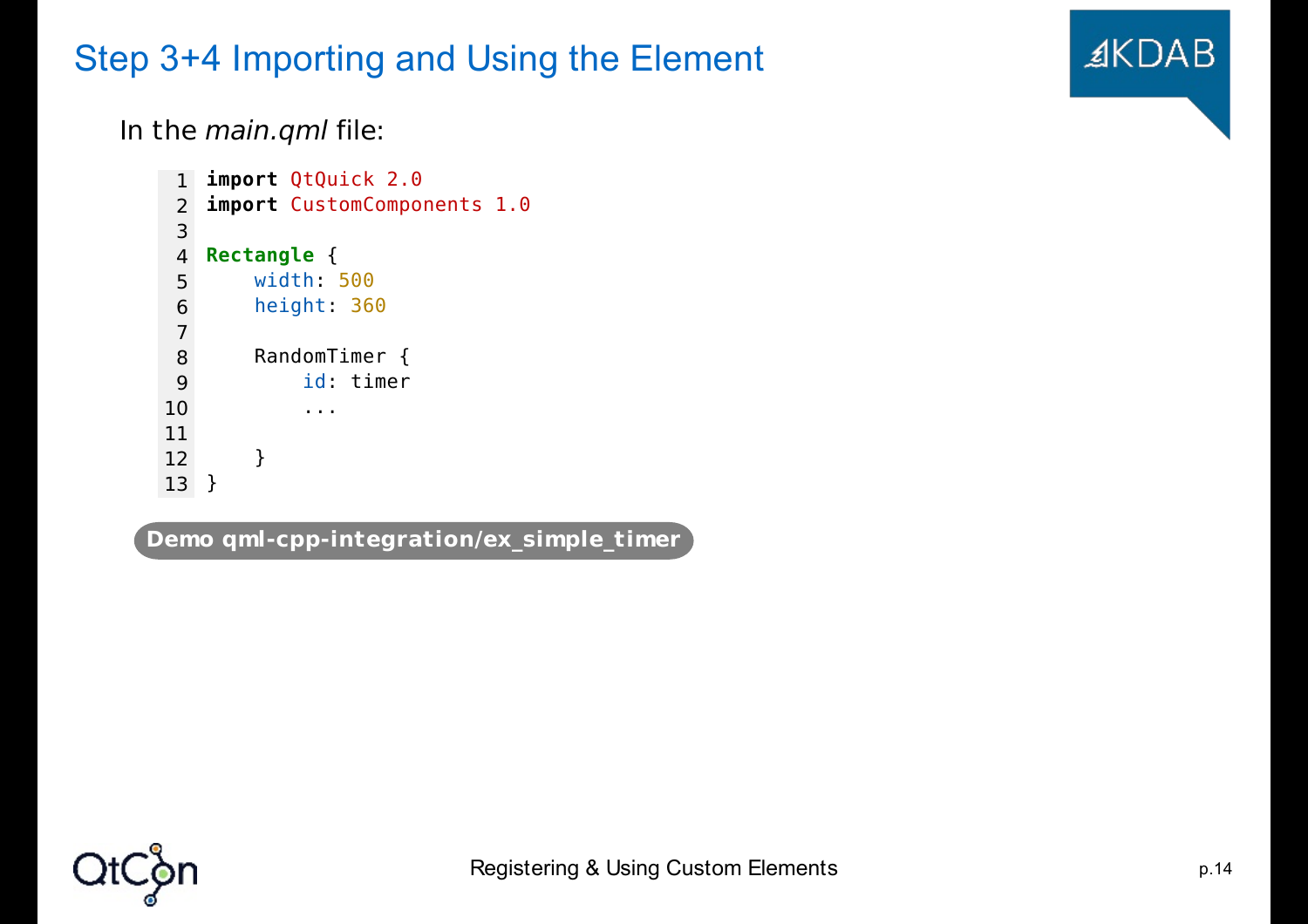# Step 3+4 Importing and Using the Element

In the *main.qml* file:

```
import QtQuick 2.0
import CustomComponents 1.0

Rectangle {
    width: 500
    height: 360

    RandomTimer {
        id: timer
        ...

    }
}
```

**Demo qml-cpp-integration/ex_simple_timer**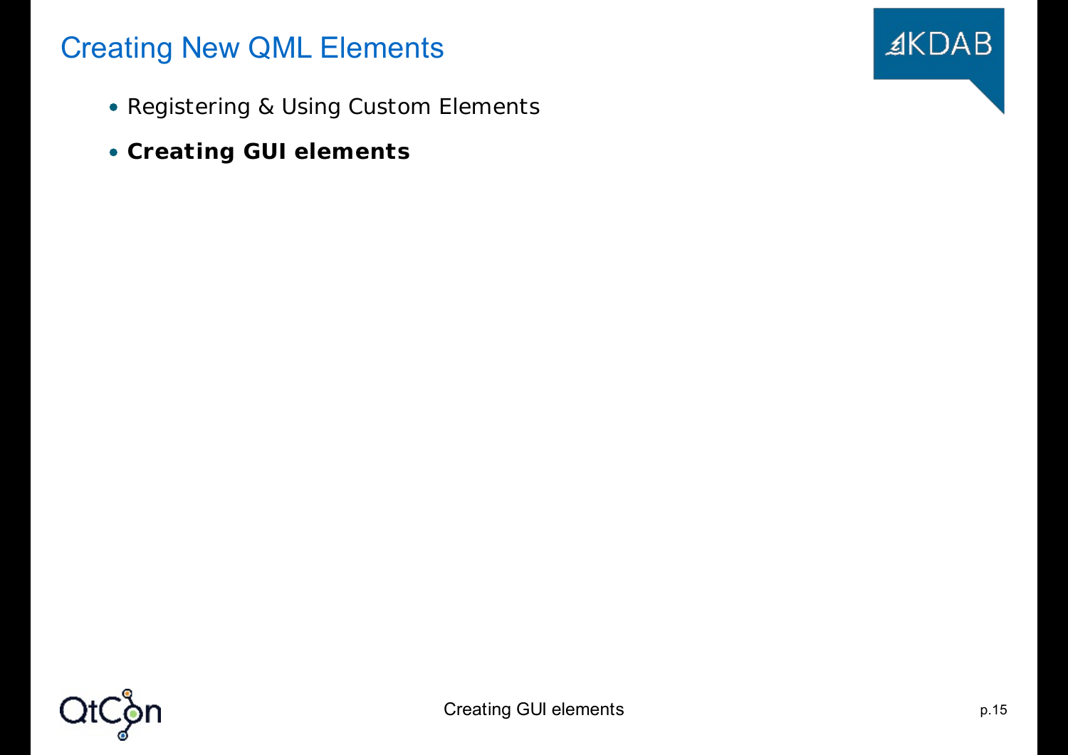# Creating New QML Elements

- Registering & Using Custom Elements
- **Creating GUI elements**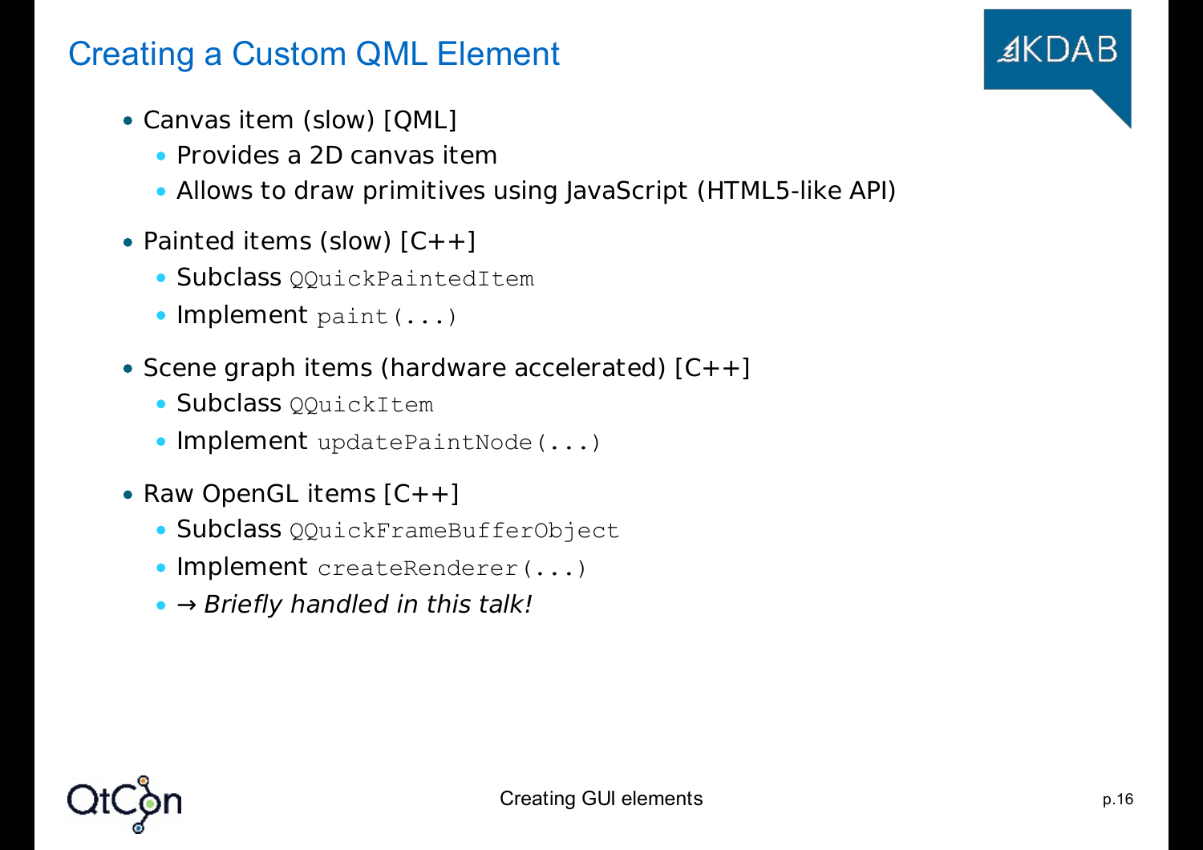# Creating a Custom QML Element

- Canvas item (slow) [QML]
  - Provides a 2D canvas item
  - Allows to draw primitives using JavaScript (HTML5-like API)
- Painted items (slow) [C++]
  - Subclass `QQuickPaintedItem`
  - Implement `paint(...)`
- Scene graph items (hardware accelerated) [C++]
  - Subclass `QQuickItem`
  - Implement `updatePaintNode(...)`
- Raw OpenGL items [C++]
  - Subclass `QQuickFrameBufferObject`
  - Implement `createRenderer(...)`
  - → *Briefly handled in this talk!*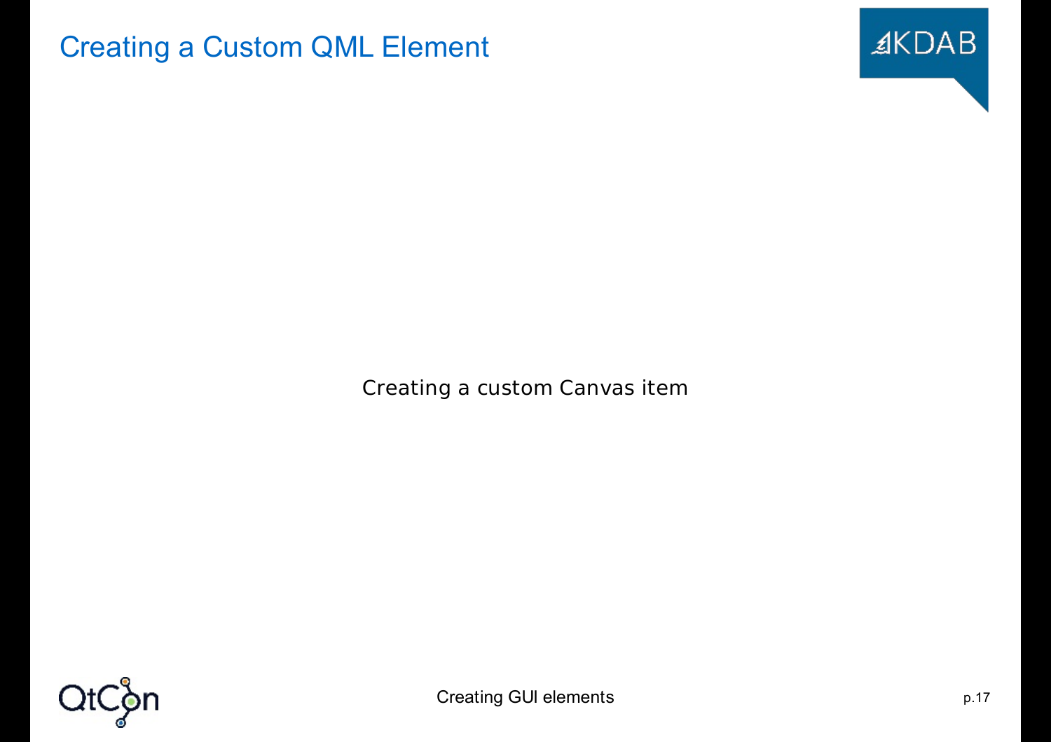# Creating a Custom QML Element

Creating a custom Canvas item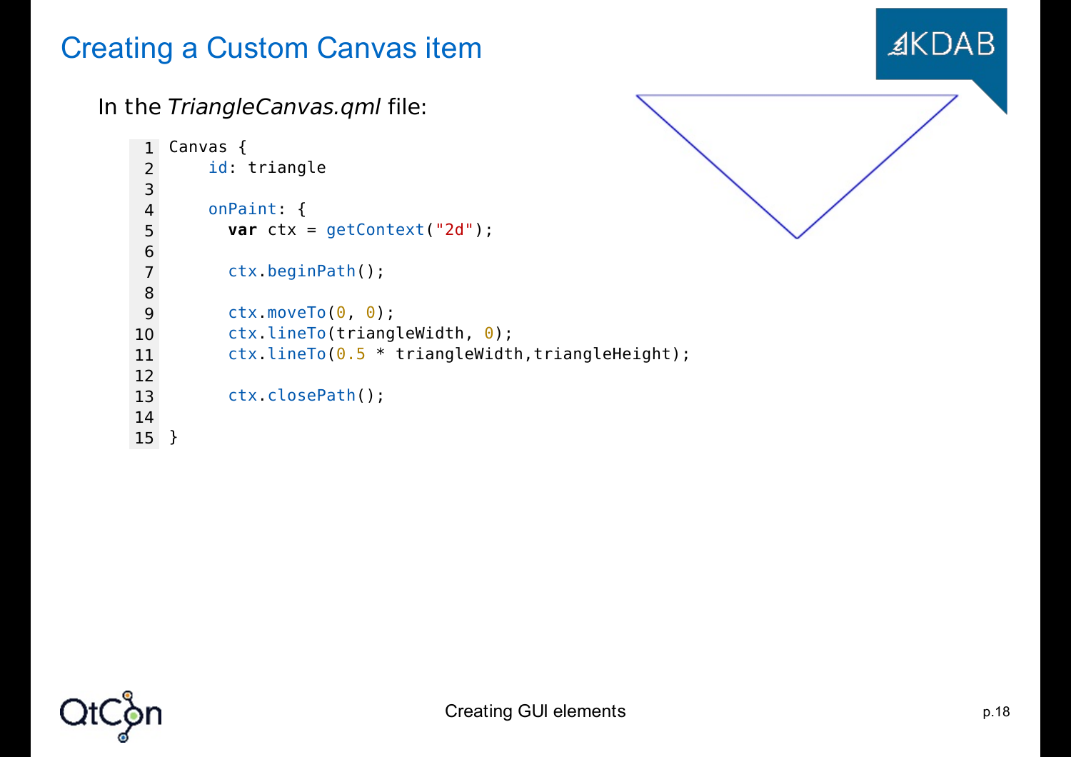# Creating a Custom Canvas item

In the *TriangleCanvas.qml* file:

```
Canvas {
    id: triangle

    onPaint: {
      var ctx = getContext("2d");

      ctx.beginPath();

      ctx.moveTo(0, 0);
      ctx.lineTo(triangleWidth, 0);
      ctx.lineTo(0.5 * triangleWidth,triangleHeight);

      ctx.closePath();

}
```

Creating GUI elements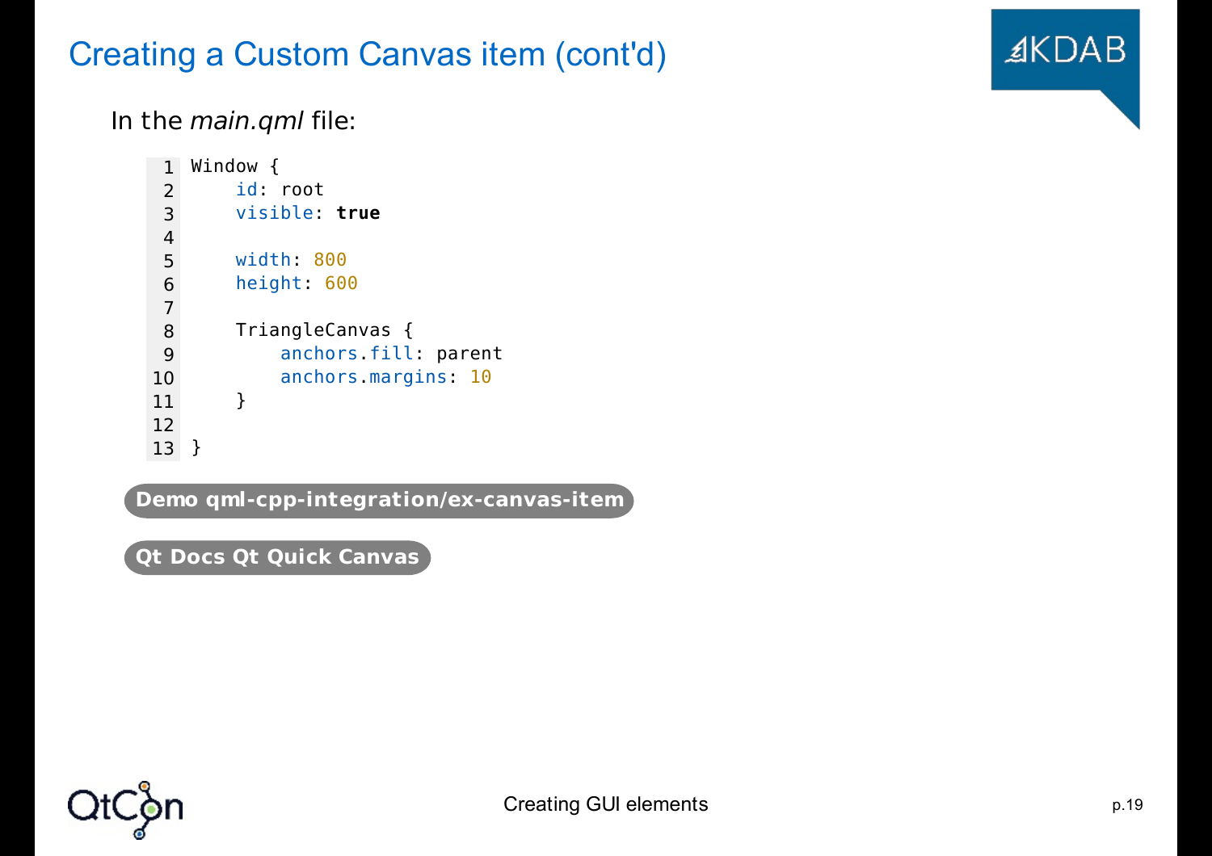# Creating a Custom Canvas item (cont'd)

In the *main.qml* file:

```
Window {
    id: root
    visible: true

    width: 800
    height: 600

    TriangleCanvas {
        anchors.fill: parent
        anchors.margins: 10
    }

}
```

**Demo qml-cpp-integration/ex-canvas-item**

**Qt Docs Qt Quick Canvas**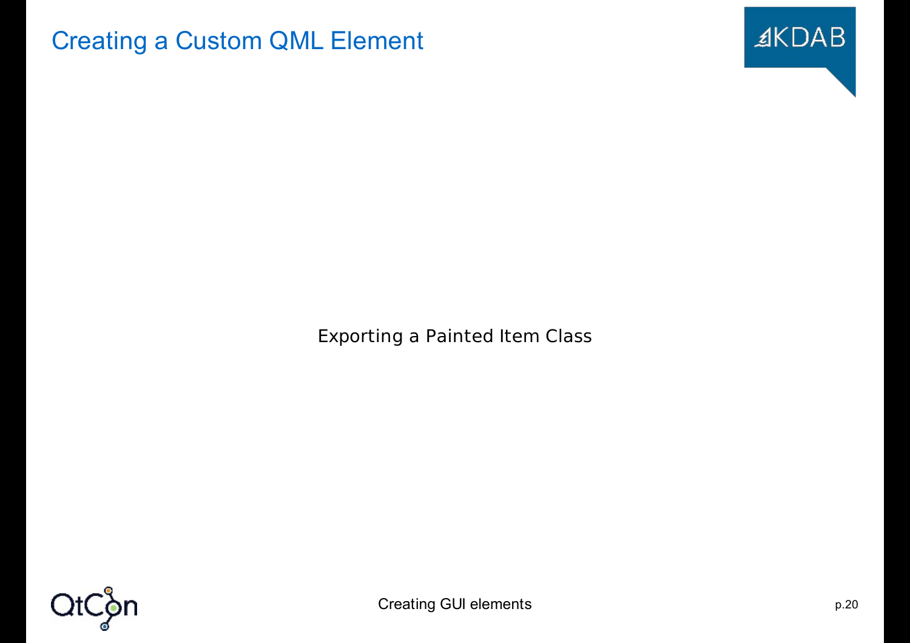# Creating a Custom QML Element

Exporting a Painted Item Class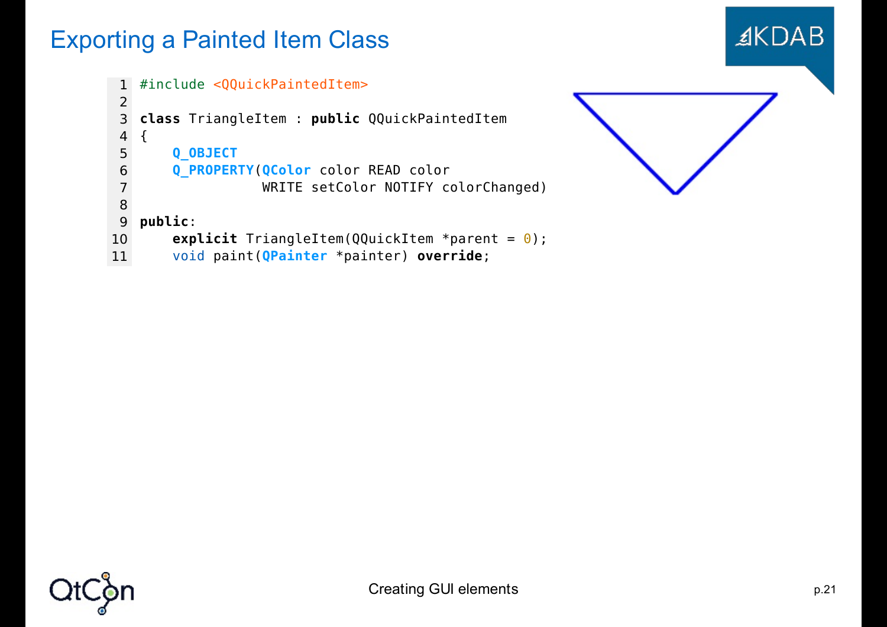# Exporting a Painted Item Class

```cpp
#include <QQuickPaintedItem>

class TriangleItem : public QQuickPaintedItem
{
    Q_OBJECT
    Q_PROPERTY(QColor color READ color
               WRITE setColor NOTIFY colorChanged)

public:
    explicit TriangleItem(QQuickItem *parent = 0);
    void paint(QPainter *painter) override;
```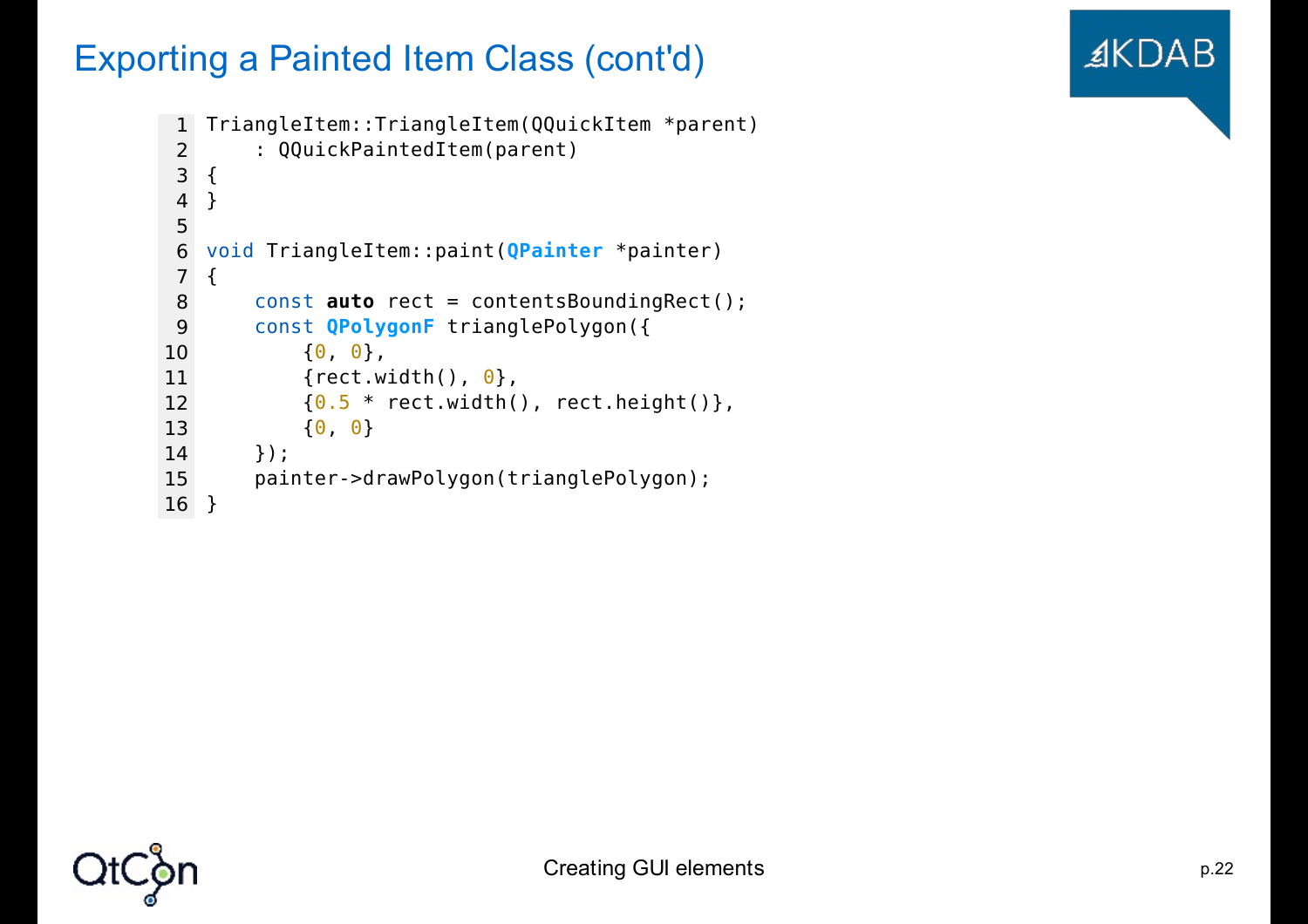# Exporting a Painted Item Class (cont'd)

```cpp
TriangleItem::TriangleItem(QQuickItem *parent)
    : QQuickPaintedItem(parent)
{
}

void TriangleItem::paint(QPainter *painter)
{
    const auto rect = contentsBoundingRect();
    const QPolygonF trianglePolygon({
        {0, 0},
        {rect.width(), 0},
        {0.5 * rect.width(), rect.height()},
        {0, 0}
    });
    painter->drawPolygon(trianglePolygon);
}
```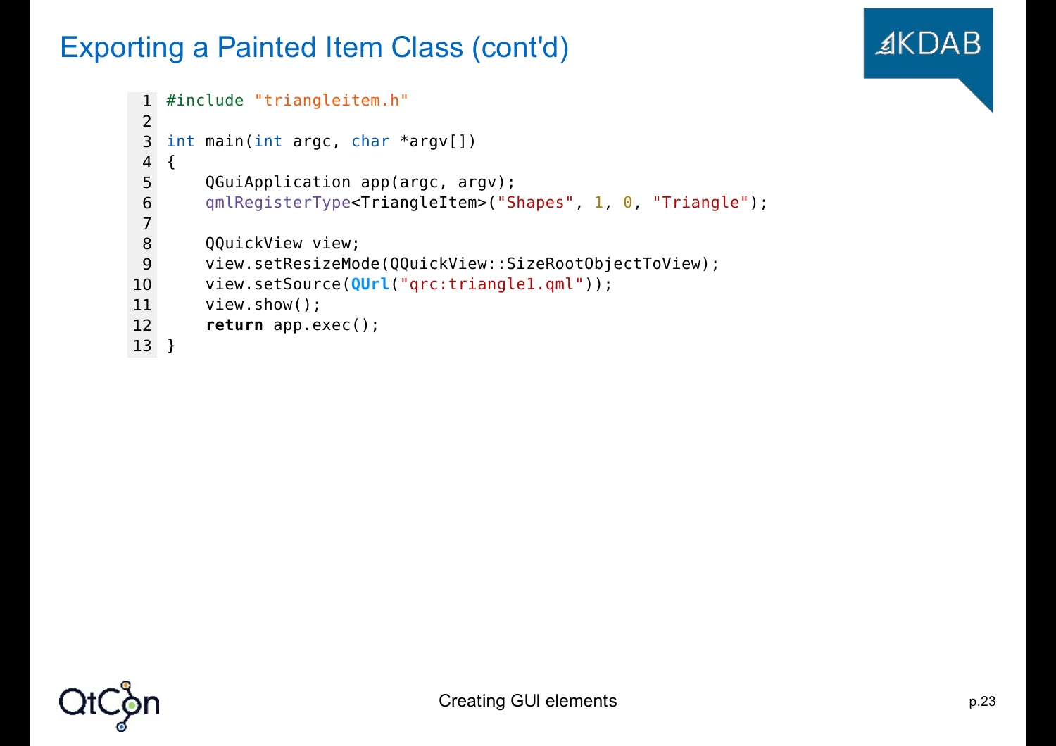# Exporting a Painted Item Class (cont'd)

```
#include "triangleitem.h"

int main(int argc, char *argv[])
{
    QGuiApplication app(argc, argv);
    qmlRegisterType<TriangleItem>("Shapes", 1, 0, "Triangle");

    QQuickView view;
    view.setResizeMode(QQuickView::SizeRootObjectToView);
    view.setSource(QUrl("qrc:triangle1.qml"));
    view.show();
    return app.exec();
}
```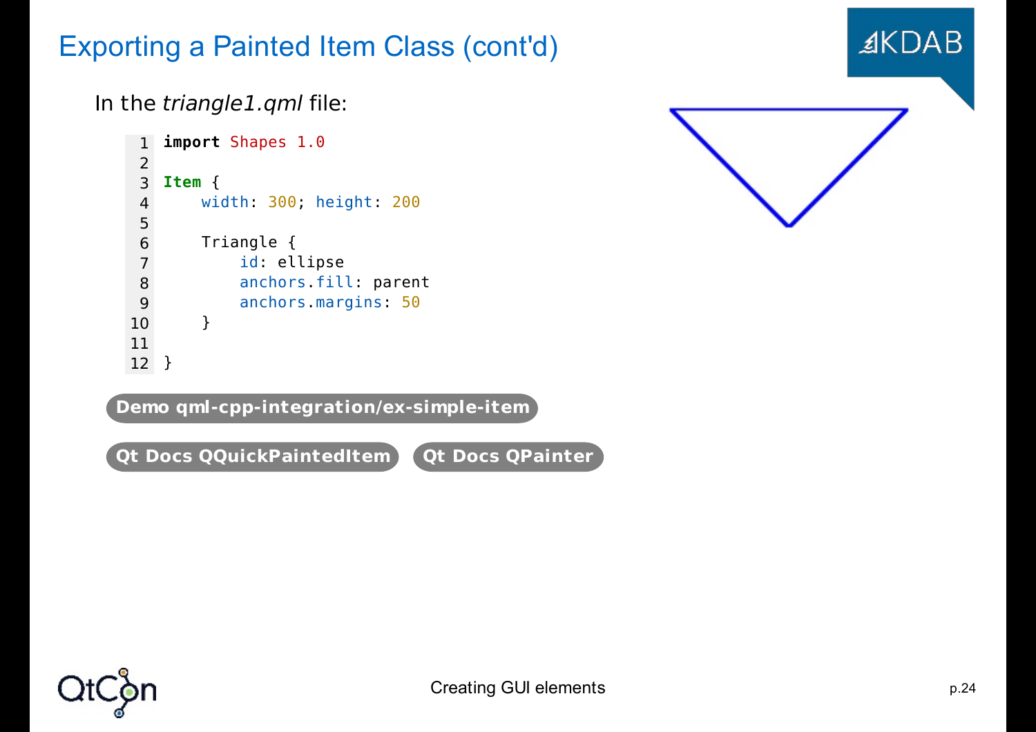# Exporting a Painted Item Class (cont'd)

In the *triangle1.qml* file:

```
import Shapes 1.0

Item {
    width: 300; height: 200

    Triangle {
        id: ellipse
        anchors.fill: parent
        anchors.margins: 50
    }

}
```

**Demo qml-cpp-integration/ex-simple-item**

**Qt Docs QQuickPaintedItem** **Qt Docs QPainter**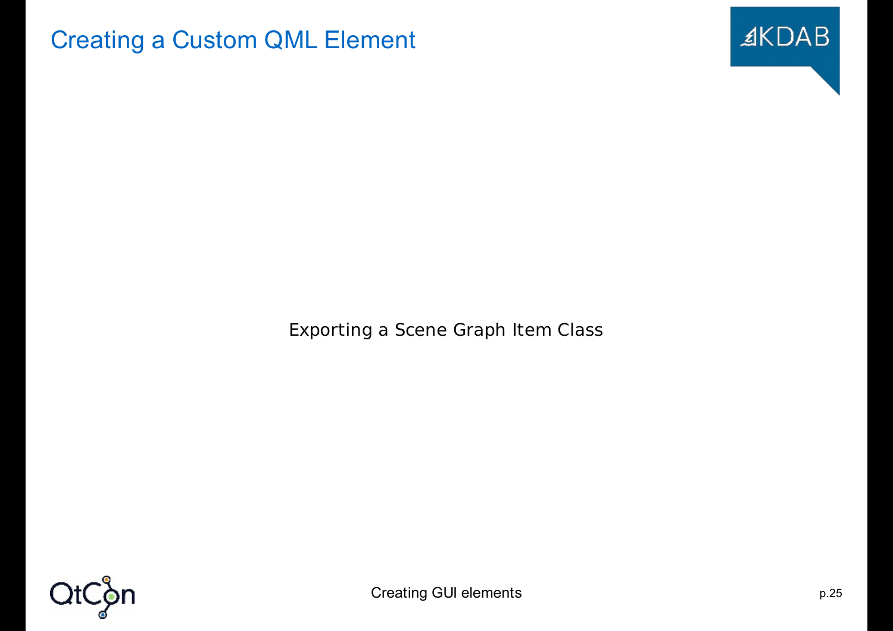# Creating a Custom QML Element

Exporting a Scene Graph Item Class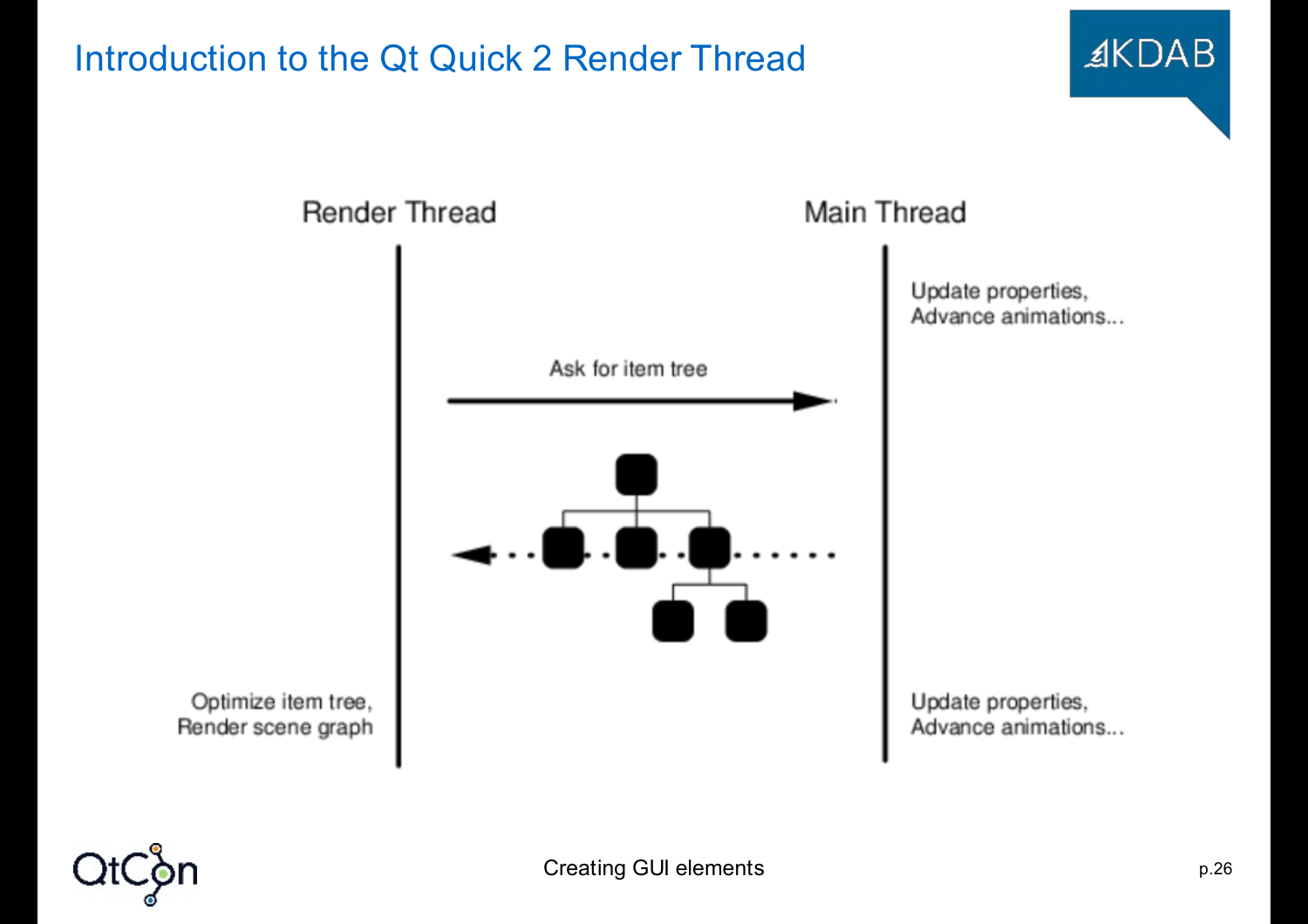# Introduction to the Qt Quick 2 Render Thread

Render Thread

Main Thread

Update properties,
Advance animations...

Ask for item tree

Optimize item tree,
Render scene graph

Update properties,
Advance animations...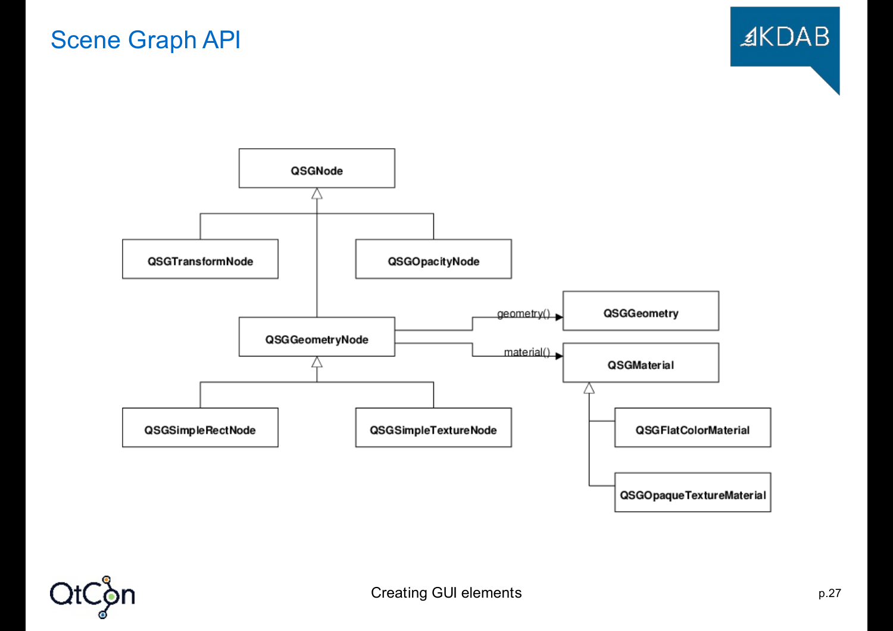# Scene Graph API

QSGNode

QSGTransformNode

QSGOpacityNode

QSGGeometryNode

geometry()

QSGGeometry

material()

QSGMaterial

QSGSimpleRectNode

QSGSimpleTextureNode

QSGFlatColorMaterial

QSGOpaqueTextureMaterial

Creating GUI elements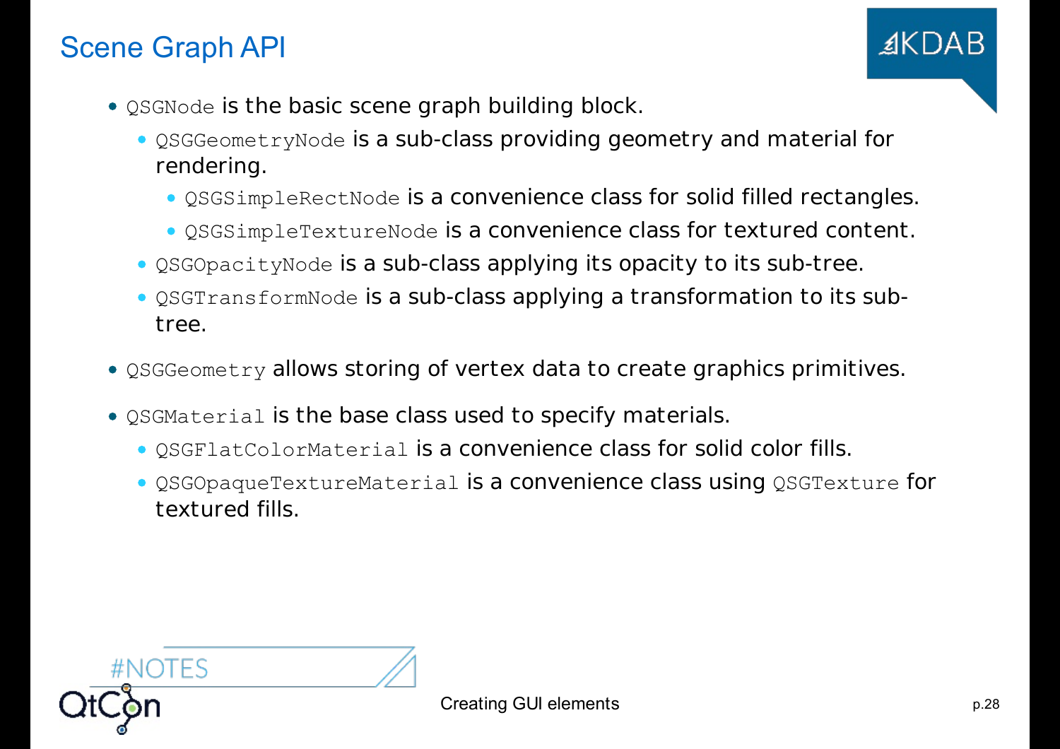# Scene Graph API

- `QSGNode` is the basic scene graph building block.
  - `QSGGeometryNode` is a sub-class providing geometry and material for rendering.
    - `QSGSimpleRectNode` is a convenience class for solid filled rectangles.
    - `QSGSimpleTextureNode` is a convenience class for textured content.
  - `QSGOpacityNode` is a sub-class applying its opacity to its sub-tree.
  - `QSGTransformNode` is a sub-class applying a transformation to its sub-tree.
- `QSGGeometry` allows storing of vertex data to create graphics primitives.
- `QSGMaterial` is the base class used to specify materials.
  - `QSGFlatColorMaterial` is a convenience class for solid color fills.
  - `QSGOpaqueTextureMaterial` is a convenience class using `QSGTexture` for textured fills.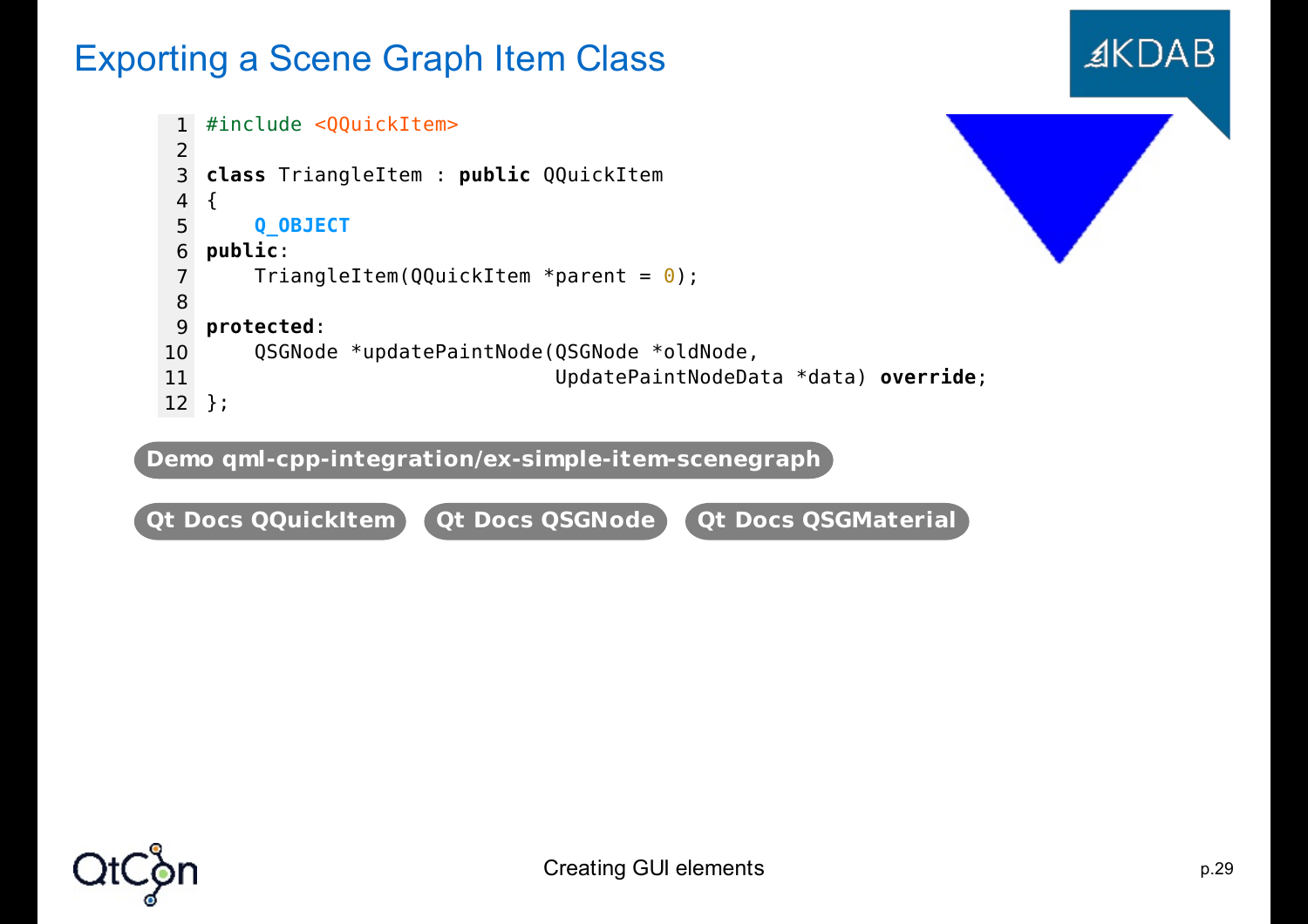# Exporting a Scene Graph Item Class

```cpp
#include <QQuickItem>

class TriangleItem : public QQuickItem
{
    Q_OBJECT
public:
    TriangleItem(QQuickItem *parent = 0);

protected:
    QSGNode *updatePaintNode(QSGNode *oldNode,
                             UpdatePaintNodeData *data) override;
};
```

**Demo qml-cpp-integration/ex-simple-item-scenegraph**

**Qt Docs QQuickItem** **Qt Docs QSGNode** **Qt Docs QSGMaterial**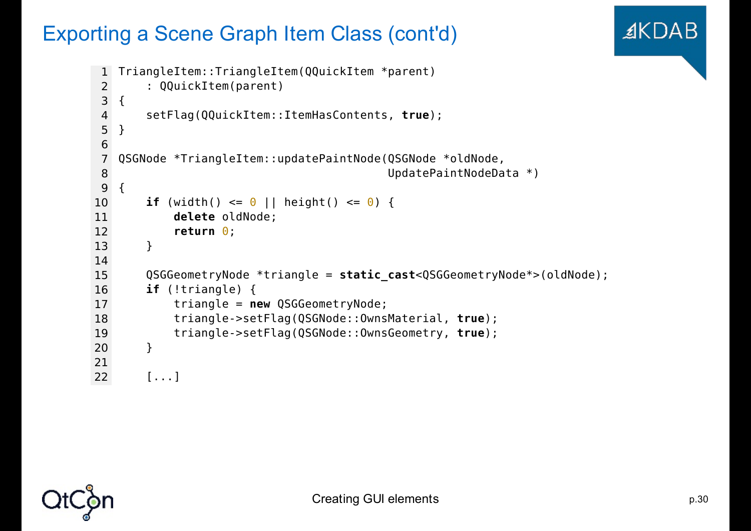# Exporting a Scene Graph Item Class (cont'd)

```
TriangleItem::TriangleItem(QQuickItem *parent)
    : QQuickItem(parent)
{
    setFlag(QQuickItem::ItemHasContents, true);
}

QSGNode *TriangleItem::updatePaintNode(QSGNode *oldNode,
                                       UpdatePaintNodeData *)
{
    if (width() <= 0 || height() <= 0) {
        delete oldNode;
        return 0;
    }

    QSGGeometryNode *triangle = static_cast<QSGGeometryNode*>(oldNode);
    if (!triangle) {
        triangle = new QSGGeometryNode;
        triangle->setFlag(QSGNode::OwnsMaterial, true);
        triangle->setFlag(QSGNode::OwnsGeometry, true);
    }

    [...]
```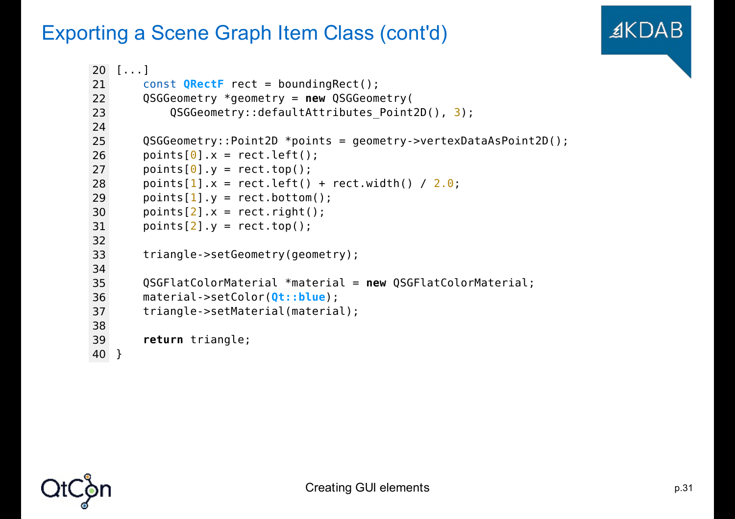# Exporting a Scene Graph Item Class (cont'd)

```
20 [...]
21     const QRectF rect = boundingRect();
22     QSGGeometry *geometry = new QSGGeometry(
23         QSGGeometry::defaultAttributes_Point2D(), 3);
24
25     QSGGeometry::Point2D *points = geometry->vertexDataAsPoint2D();
26     points[0].x = rect.left();
27     points[0].y = rect.top();
28     points[1].x = rect.left() + rect.width() / 2.0;
29     points[1].y = rect.bottom();
30     points[2].x = rect.right();
31     points[2].y = rect.top();
32
33     triangle->setGeometry(geometry);
34
35     QSGFlatColorMaterial *material = new QSGFlatColorMaterial;
36     material->setColor(Qt::blue);
37     triangle->setMaterial(material);
38
39     return triangle;
40 }
```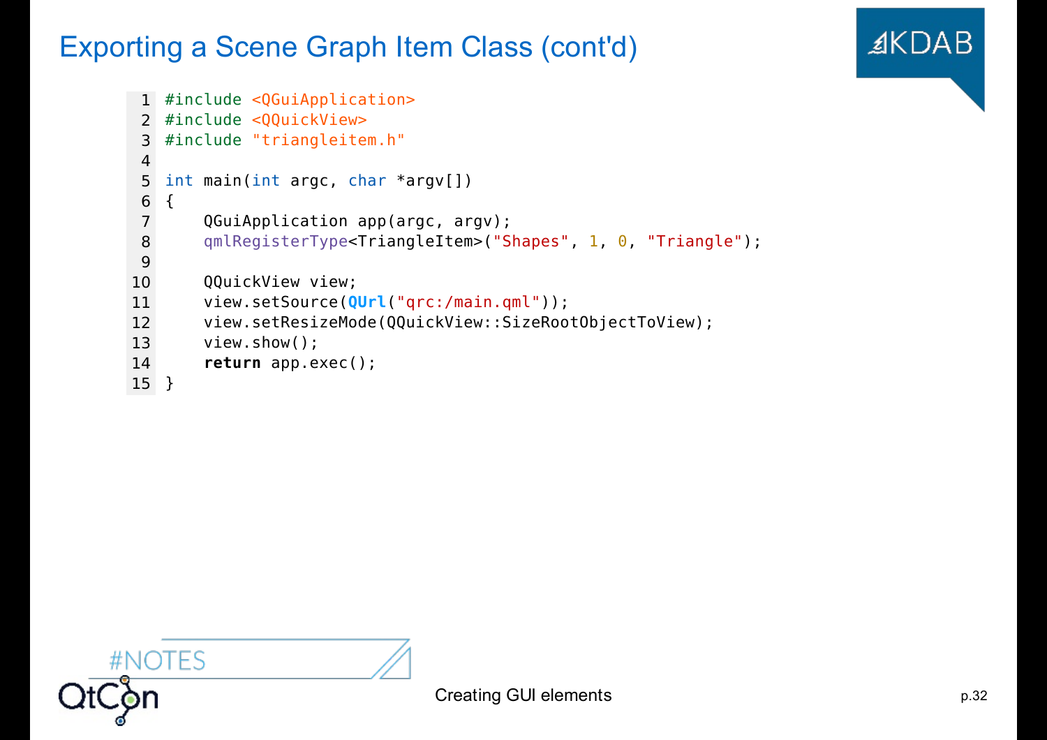# Exporting a Scene Graph Item Class (cont'd)

```cpp
#include <QGuiApplication>
#include <QQuickView>
#include "triangleitem.h"

int main(int argc, char *argv[])
{
    QGuiApplication app(argc, argv);
    qmlRegisterType<TriangleItem>("Shapes", 1, 0, "Triangle");

    QQuickView view;
    view.setSource(QUrl("qrc:/main.qml"));
    view.setResizeMode(QQuickView::SizeRootObjectToView);
    view.show();
    return app.exec();
}
```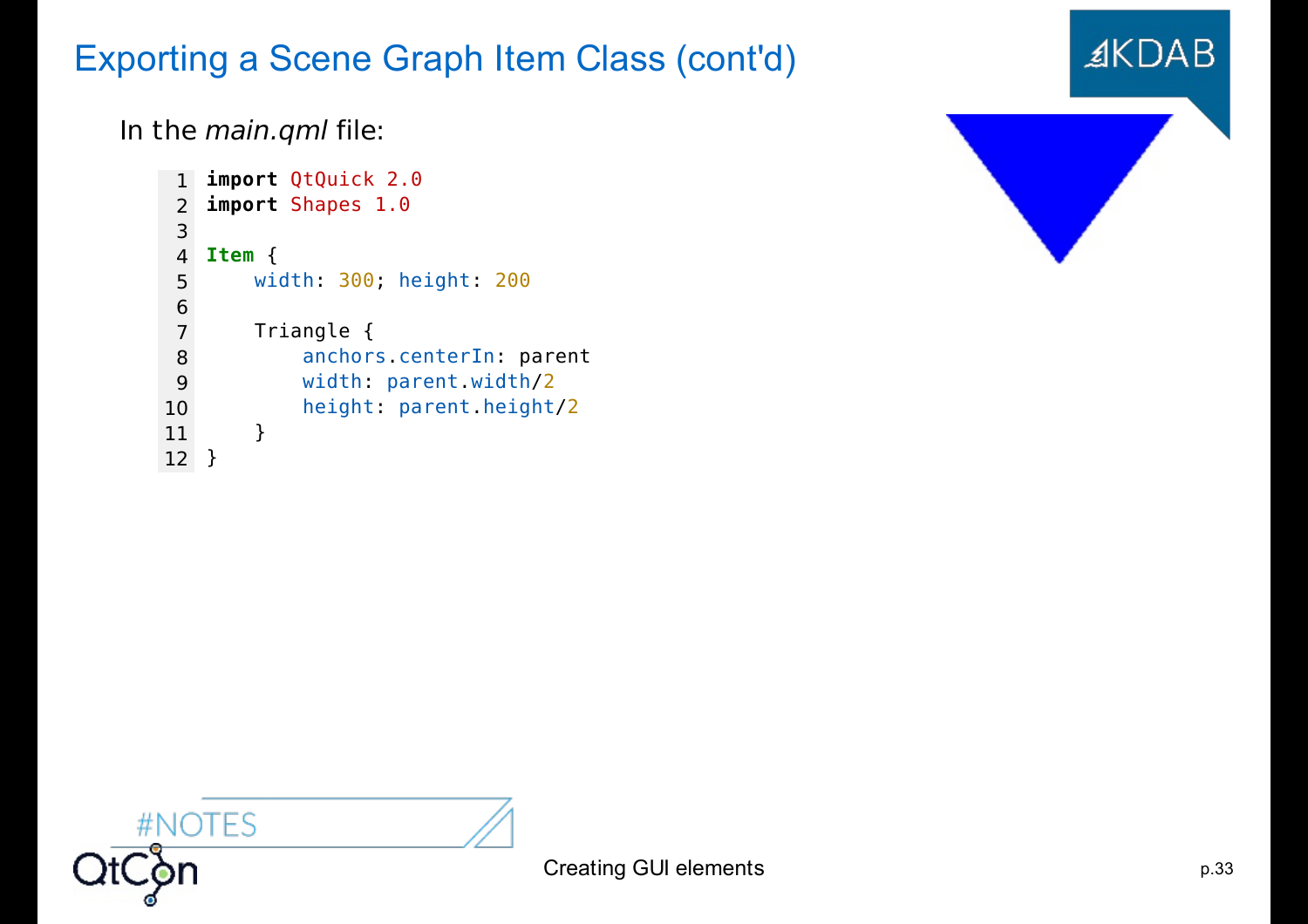# Exporting a Scene Graph Item Class (cont'd)

In the *main.qml* file:

```
import QtQuick 2.0
import Shapes 1.0

Item {
    width: 300; height: 200

    Triangle {
        anchors.centerIn: parent
        width: parent.width/2
        height: parent.height/2
    }
}
```

#NOTES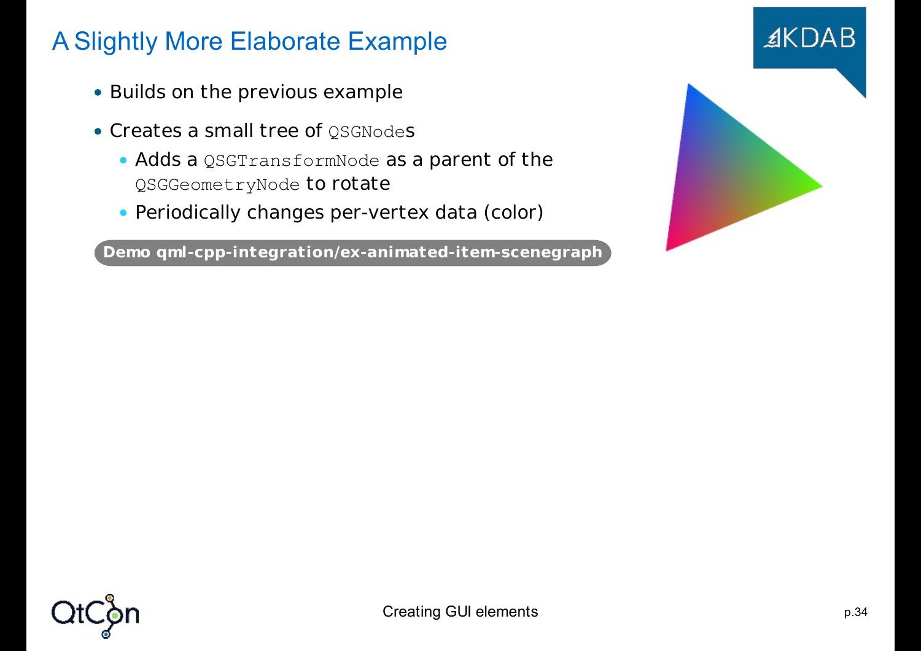# A Slightly More Elaborate Example

- Builds on the previous example
- Creates a small tree of `QSGNode`s
  - Adds a `QSGTransformNode` as a parent of the `QSGGeometryNode` to rotate
  - Periodically changes per-vertex data (color)

**Demo qml-cpp-integration/ex-animated-item-scenegraph**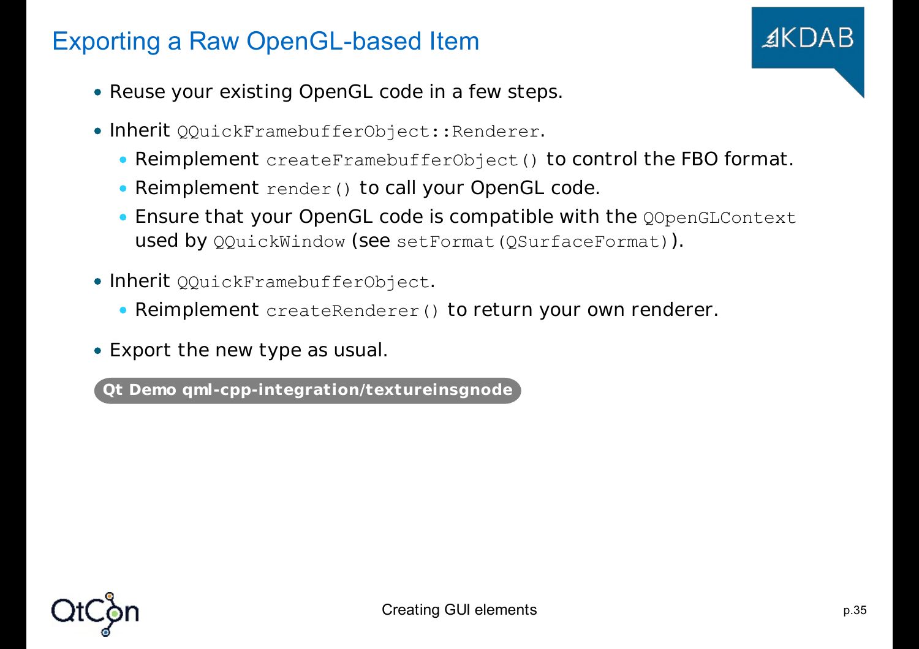# Exporting a Raw OpenGL-based Item

- Reuse your existing OpenGL code in a few steps.
- Inherit `QQuickFramebufferObject::Renderer`.
  - Reimplement `createFramebufferObject()` to control the FBO format.
  - Reimplement `render()` to call your OpenGL code.
  - Ensure that your OpenGL code is compatible with the `QOpenGLContext` used by `QQuickWindow` (see `setFormat(QSurfaceFormat)`).
- Inherit `QQuickFramebufferObject`.
  - Reimplement `createRenderer()` to return your own renderer.
- Export the new type as usual.

**Qt Demo qml-cpp-integration/textureinsgnode**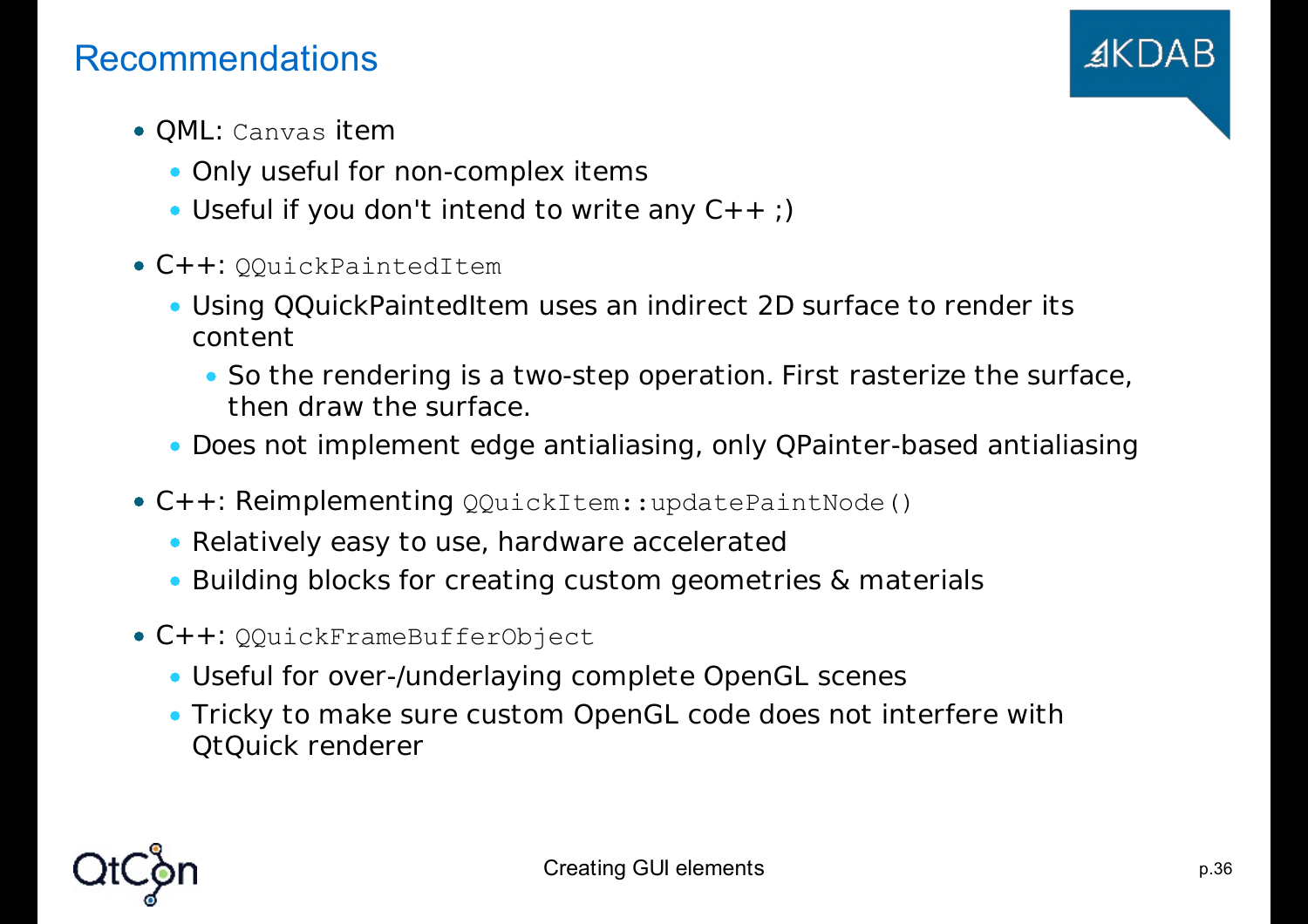# Recommendations

- QML: `Canvas` item
  - Only useful for non-complex items
  - Useful if you don't intend to write any C++ ;)
- C++: `QQuickPaintedItem`
  - Using QQuickPaintedItem uses an indirect 2D surface to render its content
    - So the rendering is a two-step operation. First rasterize the surface, then draw the surface.
  - Does not implement edge antialiasing, only QPainter-based antialiasing
- C++: Reimplementing `QQuickItem::updatePaintNode()`
  - Relatively easy to use, hardware accelerated
  - Building blocks for creating custom geometries & materials
- C++: `QQuickFrameBufferObject`
  - Useful for over-/underlaying complete OpenGL scenes
  - Tricky to make sure custom OpenGL code does not interfere with QtQuick renderer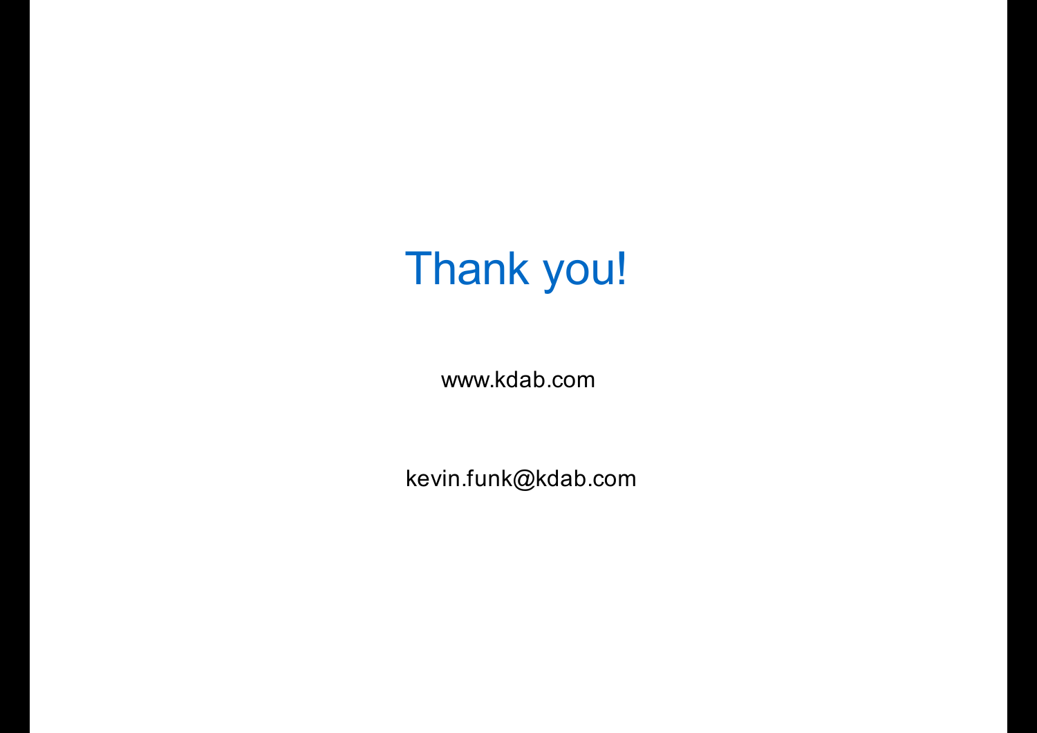# Thank you!

www.kdab.com

kevin.funk@kdab.com